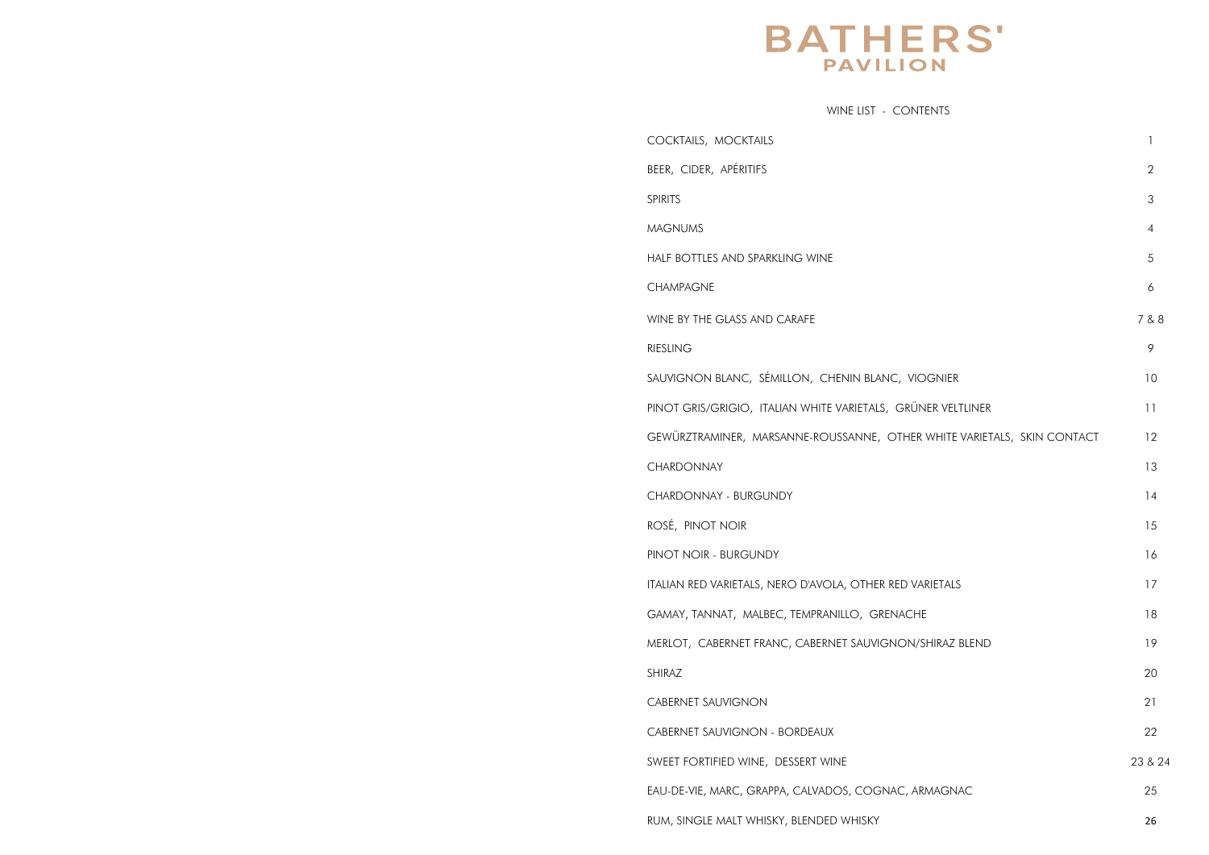# BATHERS' PAVILION

## WINE LIST - CONTENTS

| | |
|---|---|
| COCKTAILS, MOCKTAILS | 1 |
| BEER, CIDER, APÉRITIFS | 2 |
| SPIRITS | 3 |
| MAGNUMS | 4 |
| HALF BOTTLES AND SPARKLING WINE | 5 |
| CHAMPAGNE | 6 |
| WINE BY THE GLASS AND CARAFE | 7 & 8 |
| RIESLING | 9 |
| SAUVIGNON BLANC, SÉMILLON, CHENIN BLANC, VIOGNIER | 10 |
| PINOT GRIS/GRIGIO, ITALIAN WHITE VARIETALS, GRÜNER VELTLINER | 11 |
| GEWÜRZTRAMINER, MARSANNE-ROUSSANNE, OTHER WHITE VARIETALS, SKIN CONTACT | 12 |
| CHARDONNAY | 13 |
| CHARDONNAY - BURGUNDY | 14 |
| ROSÉ, PINOT NOIR | 15 |
| PINOT NOIR - BURGUNDY | 16 |
| ITALIAN RED VARIETALS, NERO D'AVOLA, OTHER RED VARIETALS | 17 |
| GAMAY, TANNAT, MALBEC, TEMPRANILLO, GRENACHE | 18 |
| MERLOT, CABERNET FRANC, CABERNET SAUVIGNON/SHIRAZ BLEND | 19 |
| SHIRAZ | 20 |
| CABERNET SAUVIGNON | 21 |
| CABERNET SAUVIGNON - BORDEAUX | 22 |
| SWEET FORTIFIED WINE, DESSERT WINE | 23 & 24 |
| EAU-DE-VIE, MARC, GRAPPA, CALVADOS, COGNAC, ARMAGNAC | 25 |
| RUM, SINGLE MALT WHISKY, BLENDED WHISKY | 26 |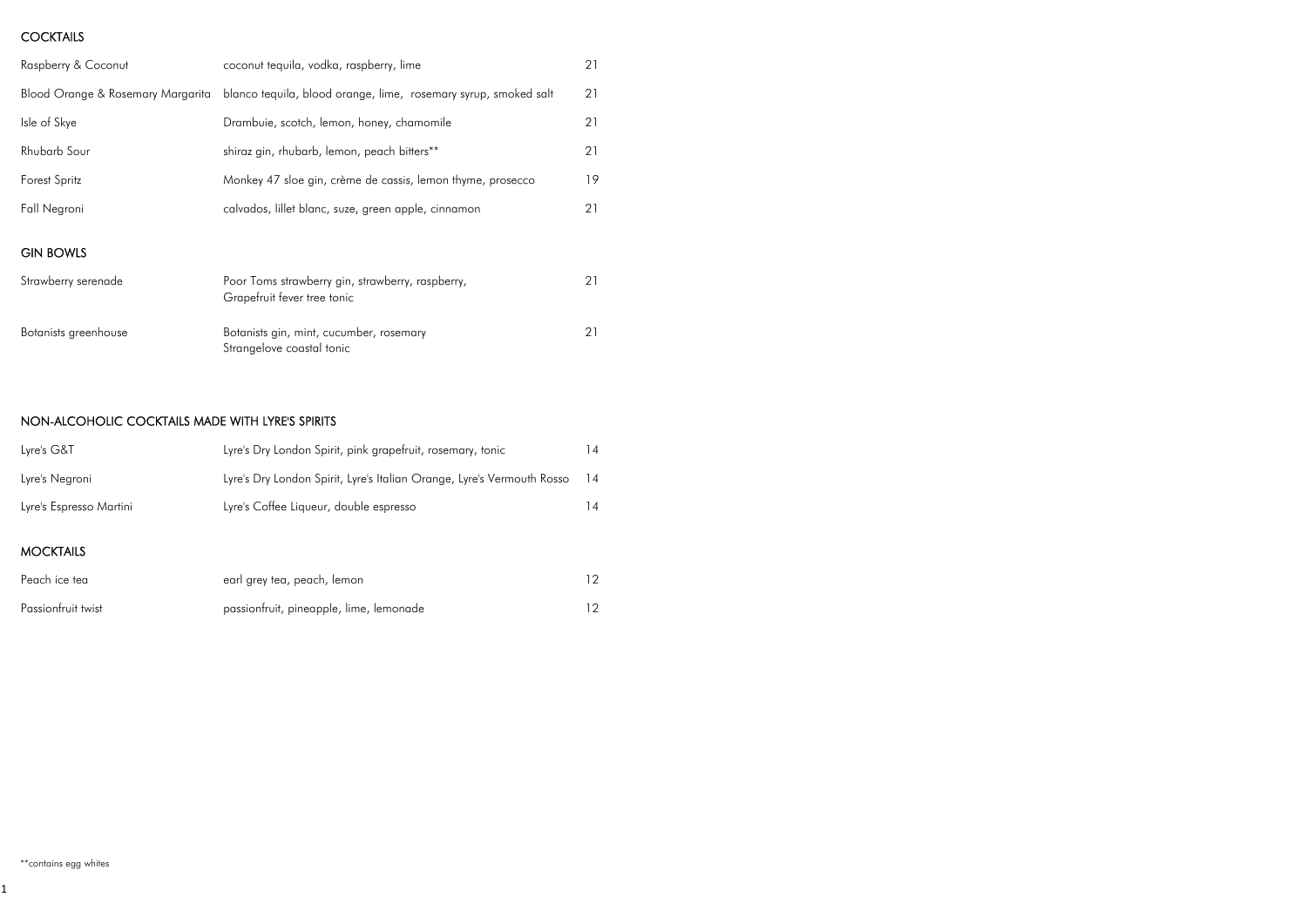## COCKTAILS

| | | |
|---|---|---|
| Raspberry & Coconut | coconut tequila, vodka, raspberry, lime | 21 |
| Blood Orange & Rosemary Margarita | blanco tequila, blood orange, lime, rosemary syrup, smoked salt | 21 |
| Isle of Skye | Drambuie, scotch, lemon, honey, chamomile | 21 |
| Rhubarb Sour | shiraz gin, rhubarb, lemon, peach bitters** | 21 |
| Forest Spritz | Monkey 47 sloe gin, crème de cassis, lemon thyme, prosecco | 19 |
| Fall Negroni | calvados, lillet blanc, suze, green apple, cinnamon | 21 |

## GIN BOWLS

| | | |
|---|---|---|
| Strawberry serenade | Poor Toms strawberry gin, strawberry, raspberry, Grapefruit fever tree tonic | 21 |
| Botanists greenhouse | Botanists gin, mint, cucumber, rosemary Strangelove coastal tonic | 21 |

## NON-ALCOHOLIC COCKTAILS MADE WITH LYRE'S SPIRITS

| | | |
|---|---|---|
| Lyre's G&T | Lyre's Dry London Spirit, pink grapefruit, rosemary, tonic | 14 |
| Lyre's Negroni | Lyre's Dry London Spirit, Lyre's Italian Orange, Lyre's Vermouth Rosso | 14 |
| Lyre's Espresso Martini | Lyre's Coffee Liqueur, double espresso | 14 |

## MOCKTAILS

| | | |
|---|---|---|
| Peach ice tea | earl grey tea, peach, lemon | 12 |
| Passionfruit twist | passionfruit, pineapple, lime, lemonade | 12 |

**contains egg whites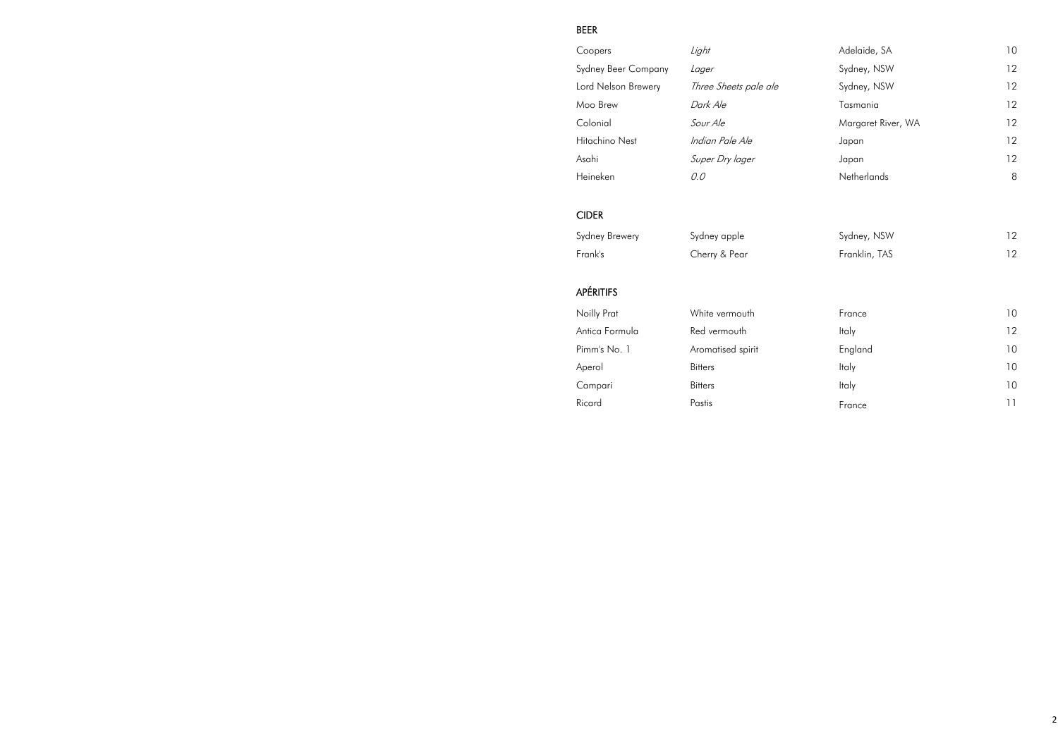## BEER

| | | | |
|---|---|---|---|
| Coopers | *Light* | Adelaide, SA | 10 |
| Sydney Beer Company | *Lager* | Sydney, NSW | 12 |
| Lord Nelson Brewery | *Three Sheets pale ale* | Sydney, NSW | 12 |
| Moo Brew | *Dark Ale* | Tasmania | 12 |
| Colonial | *Sour Ale* | Margaret River, WA | 12 |
| Hitachino Nest | *Indian Pale Ale* | Japan | 12 |
| Asahi | *Super Dry lager* | Japan | 12 |
| Heineken | *0.0* | Netherlands | 8 |

## CIDER

| | | | |
|---|---|---|---|
| Sydney Brewery | Sydney apple | Sydney, NSW | 12 |
| Frank's | Cherry & Pear | Franklin, TAS | 12 |

## APÉRITIFS

| | | | |
|---|---|---|---|
| Noilly Prat | White vermouth | France | 10 |
| Antica Formula | Red vermouth | Italy | 12 |
| Pimm's No. 1 | Aromatised spirit | England | 10 |
| Aperol | Bitters | Italy | 10 |
| Campari | Bitters | Italy | 10 |
| Ricard | Pastis | France | 11 |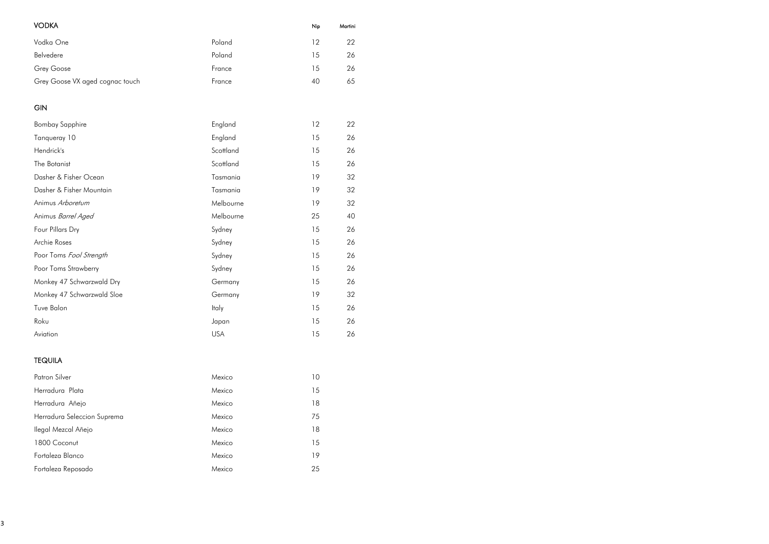## VODKA

| | | Nip | Martini |
|---|---|---|---|
| Vodka One | Poland | 12 | 22 |
| Belvedere | Poland | 15 | 26 |
| Grey Goose | France | 15 | 26 |
| Grey Goose VX aged cognac touch | France | 40 | 65 |

## GIN

| | | Nip | Martini |
|---|---|---|---|
| Bombay Sapphire | England | 12 | 22 |
| Tanqueray 10 | England | 15 | 26 |
| Hendrick's | Scottland | 15 | 26 |
| The Botanist | Scottland | 15 | 26 |
| Dasher & Fisher Ocean | Tasmania | 19 | 32 |
| Dasher & Fisher Mountain | Tasmania | 19 | 32 |
| Animus *Arboretum* | Melbourne | 19 | 32 |
| Animus *Barrel Aged* | Melbourne | 25 | 40 |
| Four Pillars Dry | Sydney | 15 | 26 |
| Archie Roses | Sydney | 15 | 26 |
| Poor Toms *Fool Strength* | Sydney | 15 | 26 |
| Poor Toms Strawberry | Sydney | 15 | 26 |
| Monkey 47 Schwarzwald Dry | Germany | 15 | 26 |
| Monkey 47 Schwarzwald Sloe | Germany | 19 | 32 |
| Tuve Balon | Italy | 15 | 26 |
| Roku | Japan | 15 | 26 |
| Aviation | USA | 15 | 26 |

## TEQUILA

| | | Nip |
|---|---|---|
| Patron Silver | Mexico | 10 |
| Herradura Plata | Mexico | 15 |
| Herradura Añejo | Mexico | 18 |
| Herradura Seleccion Suprema | Mexico | 75 |
| Ilegal Mezcal Añejo | Mexico | 18 |
| 1800 Coconut | Mexico | 15 |
| Fortaleza Blanco | Mexico | 19 |
| Fortaleza Reposado | Mexico | 25 |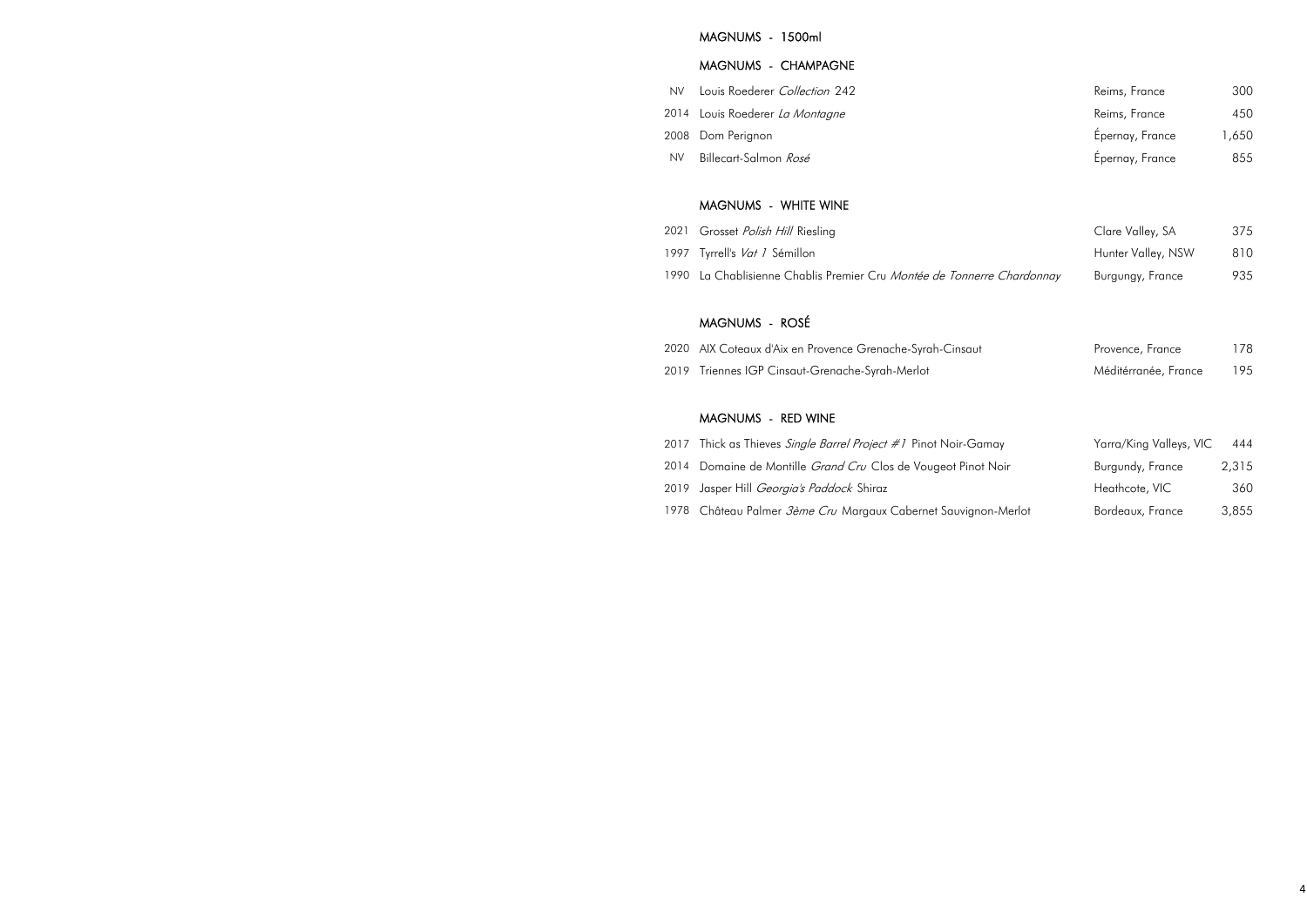## MAGNUMS - 1500ml

### MAGNUMS - CHAMPAGNE

| | | | |
|---|---|---|---|
| NV | Louis Roederer *Collection* 242 | Reims, France | 300 |
| 2014 | Louis Roederer *La Montagne* | Reims, France | 450 |
| 2008 | Dom Perignon | Épernay, France | 1,650 |
| NV | Billecart-Salmon *Rosé* | Épernay, France | 855 |

### MAGNUMS - WHITE WINE

| | | | |
|---|---|---|---|
| 2021 | Grosset *Polish Hill* Riesling | Clare Valley, SA | 375 |
| 1997 | Tyrrell's *Vat 1* Sémillon | Hunter Valley, NSW | 810 |
| 1990 | La Chablisienne Chablis Premier Cru *Montée de Tonnerre Chardonnay* | Burgungy, France | 935 |

### MAGNUMS - ROSÉ

| | | | |
|---|---|---|---|
| 2020 | AIX Coteaux d'Aix en Provence Grenache-Syrah-Cinsaut | Provence, France | 178 |
| 2019 | Triennes IGP Cinsaut-Grenache-Syrah-Merlot | Méditérranée, France | 195 |

### MAGNUMS - RED WINE

| | | | |
|---|---|---|---|
| 2017 | Thick as Thieves *Single Barrel Project #1* Pinot Noir-Gamay | Yarra/King Valleys, VIC | 444 |
| 2014 | Domaine de Montille *Grand Cru* Clos de Vougeot Pinot Noir | Burgundy, France | 2,315 |
| 2019 | Jasper Hill *Georgia's Paddock* Shiraz | Heathcote, VIC | 360 |
| 1978 | Château Palmer *3ème Cru* Margaux Cabernet Sauvignon-Merlot | Bordeaux, France | 3,855 |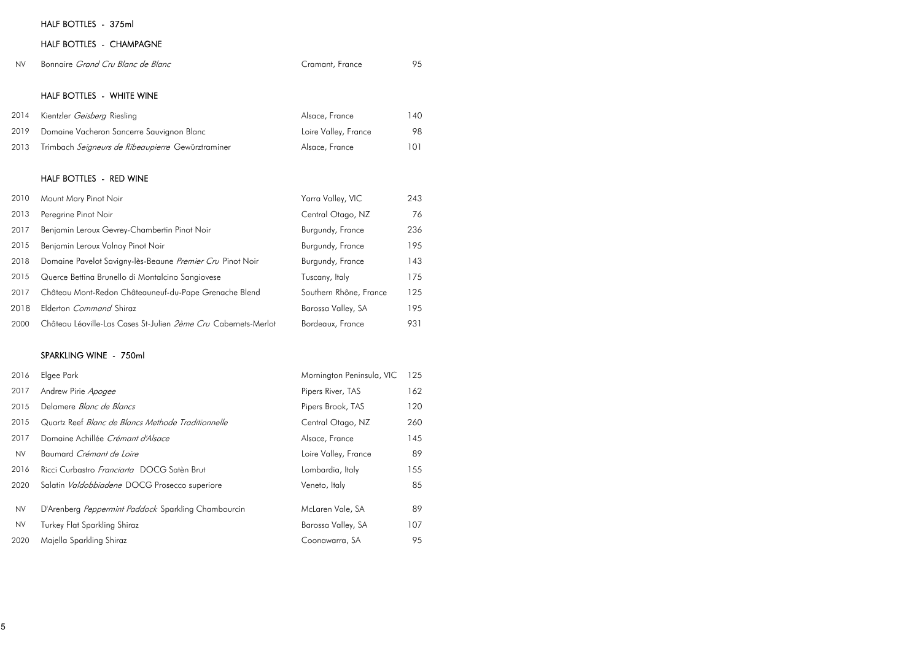## HALF BOTTLES - 375ml

### HALF BOTTLES - CHAMPAGNE

| | | | |
|---|---|---|---|
| NV | Bonnaire *Grand Cru Blanc de Blanc* | Cramant, France | 95 |

### HALF BOTTLES - WHITE WINE

| | | | |
|---|---|---|---|
| 2014 | Kientzler *Geisberg* Riesling | Alsace, France | 140 |
| 2019 | Domaine Vacheron Sancerre Sauvignon Blanc | Loire Valley, France | 98 |
| 2013 | Trimbach *Seigneurs de Ribeaupierre* Gewürztraminer | Alsace, France | 101 |

### HALF BOTTLES - RED WINE

| | | | |
|---|---|---|---|
| 2010 | Mount Mary Pinot Noir | Yarra Valley, VIC | 243 |
| 2013 | Peregrine Pinot Noir | Central Otago, NZ | 76 |
| 2017 | Benjamin Leroux Gevrey-Chambertin Pinot Noir | Burgundy, France | 236 |
| 2015 | Benjamin Leroux Volnay Pinot Noir | Burgundy, France | 195 |
| 2018 | Domaine Pavelot Savigny-lès-Beaune *Premier Cru* Pinot Noir | Burgundy, France | 143 |
| 2015 | Querce Bettina Brunello di Montalcino Sangiovese | Tuscany, Italy | 175 |
| 2017 | Château Mont-Redon Châteauneuf-du-Pape Grenache Blend | Southern Rhône, France | 125 |
| 2018 | Elderton *Command* Shiraz | Barossa Valley, SA | 195 |
| 2000 | Château Léoville-Las Cases St-Julien *2ème Cru* Cabernets-Merlot | Bordeaux, France | 931 |

## SPARKLING WINE - 750ml

| | | | |
|---|---|---|---|
| 2016 | Elgee Park | Mornington Peninsula, VIC | 125 |
| 2017 | Andrew Pirie *Apogee* | Pipers River, TAS | 162 |
| 2015 | Delamere *Blanc de Blancs* | Pipers Brook, TAS | 120 |
| 2015 | Quartz Reef *Blanc de Blancs Methode Traditionnelle* | Central Otago, NZ | 260 |
| 2017 | Domaine Achillée *Crémant d'Alsace* | Alsace, France | 145 |
| NV | Baumard *Crémant de Loire* | Loire Valley, France | 89 |
| 2016 | Ricci Curbastro *Franciarta* DOCG Satèn Brut | Lombardia, Italy | 155 |
| 2020 | Salatin *Valdobbiadene* DOCG Prosecco superiore | Veneto, Italy | 85 |
| NV | D'Arenberg *Peppermint Paddock* Sparkling Chambourcin | McLaren Vale, SA | 89 |
| NV | Turkey Flat Sparkling Shiraz | Barossa Valley, SA | 107 |
| 2020 | Majella Sparkling Shiraz | Coonawarra, SA | 95 |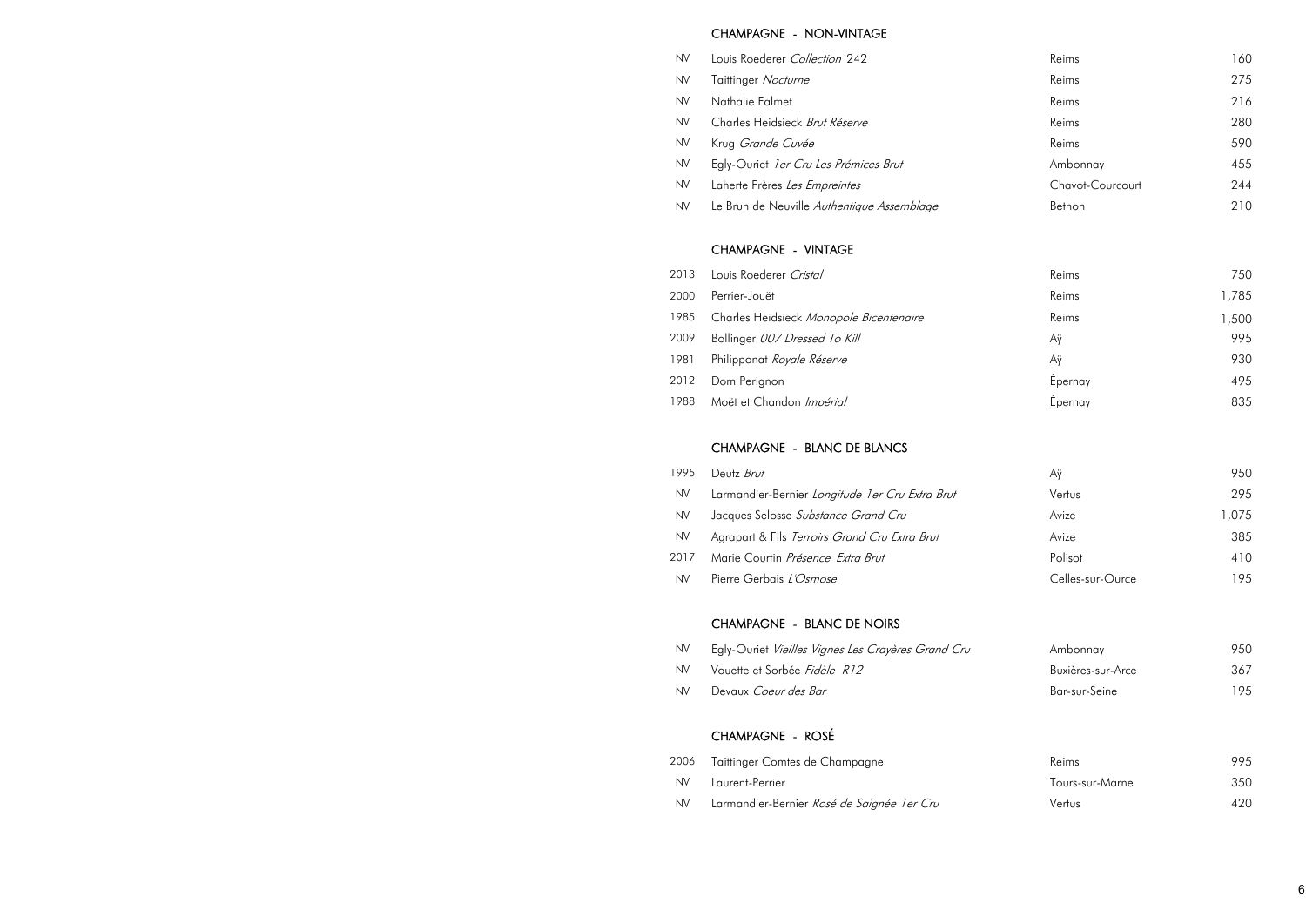## CHAMPAGNE - NON-VINTAGE

| | | | |
|---|---|---|---|
| NV | Louis Roederer *Collection* 242 | Reims | 160 |
| NV | Taittinger *Nocturne* | Reims | 275 |
| NV | Nathalie Falmet | Reims | 216 |
| NV | Charles Heidsieck *Brut Réserve* | Reims | 280 |
| NV | Krug *Grande Cuvée* | Reims | 590 |
| NV | Egly-Ouriet *1er Cru Les Prémices Brut* | Ambonnay | 455 |
| NV | Laherte Frères *Les Empreintes* | Chavot-Courcourt | 244 |
| NV | Le Brun de Neuville *Authentique Assemblage* | Bethon | 210 |

## CHAMPAGNE - VINTAGE

| | | | |
|---|---|---|---|
| 2013 | Louis Roederer *Cristal* | Reims | 750 |
| 2000 | Perrier-Jouët | Reims | 1,785 |
| 1985 | Charles Heidsieck *Monopole Bicentenaire* | Reims | 1,500 |
| 2009 | Bollinger *007 Dressed To Kill* | Aÿ | 995 |
| 1981 | Philipponat *Royale Réserve* | Aÿ | 930 |
| 2012 | Dom Perignon | Épernay | 495 |
| 1988 | Moët et Chandon *Impérial* | Épernay | 835 |

## CHAMPAGNE - BLANC DE BLANCS

| | | | |
|---|---|---|---|
| 1995 | Deutz *Brut* | Aÿ | 950 |
| NV | Larmandier-Bernier *Longitude 1er Cru Extra Brut* | Vertus | 295 |
| NV | Jacques Selosse *Substance Grand Cru* | Avize | 1,075 |
| NV | Agrapart & Fils *Terroirs Grand Cru Extra Brut* | Avize | 385 |
| 2017 | Marie Courtin *Présence Extra Brut* | Polisot | 410 |
| NV | Pierre Gerbais *L'Osmose* | Celles-sur-Ource | 195 |

## CHAMPAGNE - BLANC DE NOIRS

| | | | |
|---|---|---|---|
| NV | Egly-Ouriet *Vieilles Vignes Les Crayères Grand Cru* | Ambonnay | 950 |
| NV | Vouette et Sorbée *Fidèle R12* | Buxières-sur-Arce | 367 |
| NV | Devaux *Coeur des Bar* | Bar-sur-Seine | 195 |

## CHAMPAGNE - ROSÉ

| | | | |
|---|---|---|---|
| 2006 | Taittinger Comtes de Champagne | Reims | 995 |
| NV | Laurent-Perrier | Tours-sur-Marne | 350 |
| NV | Larmandier-Bernier *Rosé de Saignée 1er Cru* | Vertus | 420 |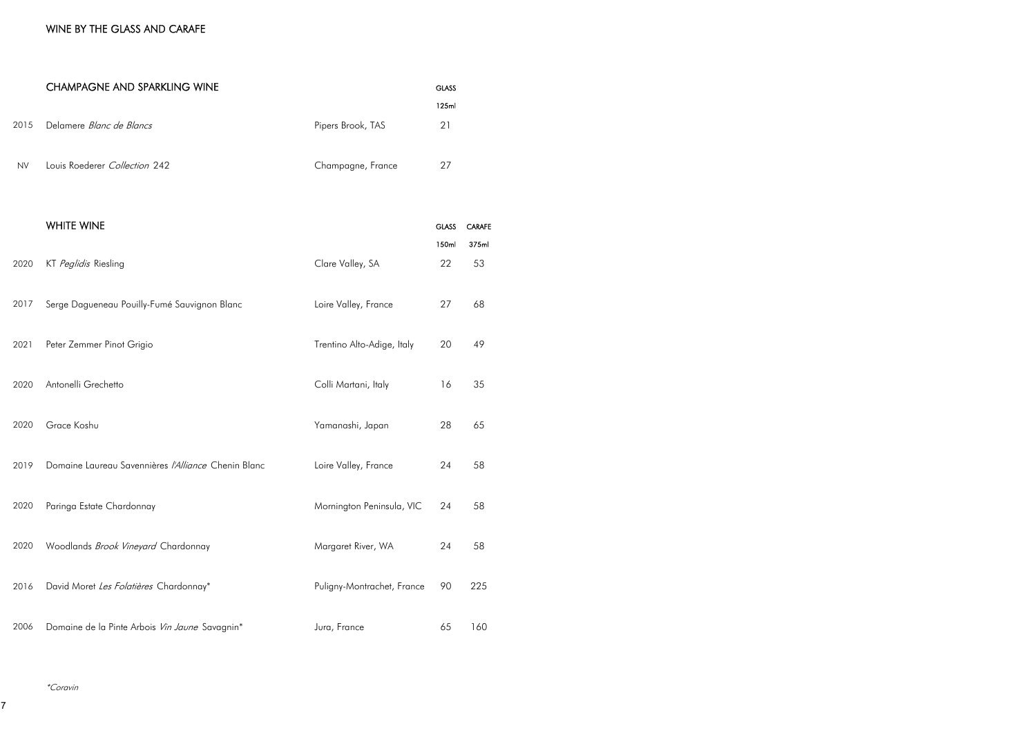# WINE BY THE GLASS AND CARAFE

## CHAMPAGNE AND SPARKLING WINE

| | | | GLASS 125ml |
|---|---|---|---|
| 2015 | Delamere *Blanc de Blancs* | Pipers Brook, TAS | 21 |
| NV | Louis Roederer *Collection* 242 | Champagne, France | 27 |

## WHITE WINE

| | | | GLASS 150ml | CARAFE 375ml |
|---|---|---|---|---|
| 2020 | KT *Peglidis* Riesling | Clare Valley, SA | 22 | 53 |
| 2017 | Serge Dagueneau Pouilly-Fumé Sauvignon Blanc | Loire Valley, France | 27 | 68 |
| 2021 | Peter Zemmer Pinot Grigio | Trentino Alto-Adige, Italy | 20 | 49 |
| 2020 | Antonelli Grechetto | Colli Martani, Italy | 16 | 35 |
| 2020 | Grace Koshu | Yamanashi, Japan | 28 | 65 |
| 2019 | Domaine Laureau Savennières *l'Alliance* Chenin Blanc | Loire Valley, France | 24 | 58 |
| 2020 | Paringa Estate Chardonnay | Mornington Peninsula, VIC | 24 | 58 |
| 2020 | Woodlands *Brook Vineyard* Chardonnay | Margaret River, WA | 24 | 58 |
| 2016 | David Moret *Les Folatières* Chardonnay* | Puligny-Montrachet, France | 90 | 225 |
| 2006 | Domaine de la Pinte Arbois *Vin Jaune* Savagnin* | Jura, France | 65 | 160 |

*\*Coravin*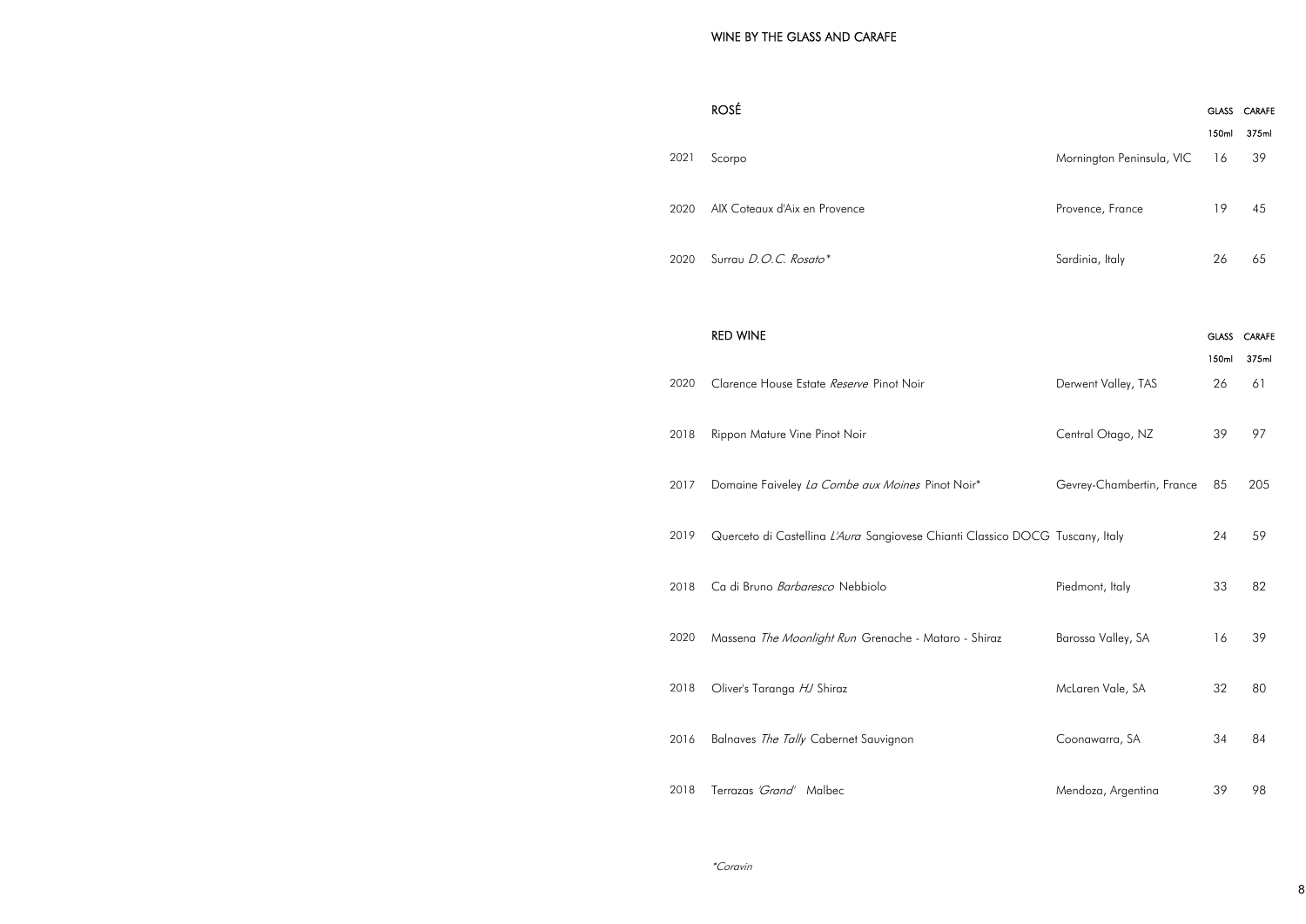# WINE BY THE GLASS AND CARAFE

## ROSÉ

| | | | GLASS 150ml | CARAFE 375ml |
|---|---|---|---|---|
| 2021 | Scorpo | Mornington Peninsula, VIC | 16 | 39 |
| 2020 | AIX Coteaux d'Aix en Provence | Provence, France | 19 | 45 |
| 2020 | Surrau *D.O.C. Rosato\** | Sardinia, Italy | 26 | 65 |

## RED WINE

| | | | GLASS 150ml | CARAFE 375ml |
|---|---|---|---|---|
| 2020 | Clarence House Estate *Reserve* Pinot Noir | Derwent Valley, TAS | 26 | 61 |
| 2018 | Rippon Mature Vine Pinot Noir | Central Otago, NZ | 39 | 97 |
| 2017 | Domaine Faiveley *La Combe aux Moines* Pinot Noir* | Gevrey-Chambertin, France | 85 | 205 |
| 2019 | Querceto di Castellina *L'Aura* Sangiovese Chianti Classico DOCG | Tuscany, Italy | 24 | 59 |
| 2018 | Ca di Bruno *Barbaresco* Nebbiolo | Piedmont, Italy | 33 | 82 |
| 2020 | Massena *The Moonlight Run* Grenache - Mataro - Shiraz | Barossa Valley, SA | 16 | 39 |
| 2018 | Oliver's Taranga *HJ* Shiraz | McLaren Vale, SA | 32 | 80 |
| 2016 | Balnaves *The Tally* Cabernet Sauvignon | Coonawarra, SA | 34 | 84 |
| 2018 | Terrazas *'Grand'* Malbec | Mendoza, Argentina | 39 | 98 |

*\*Coravin*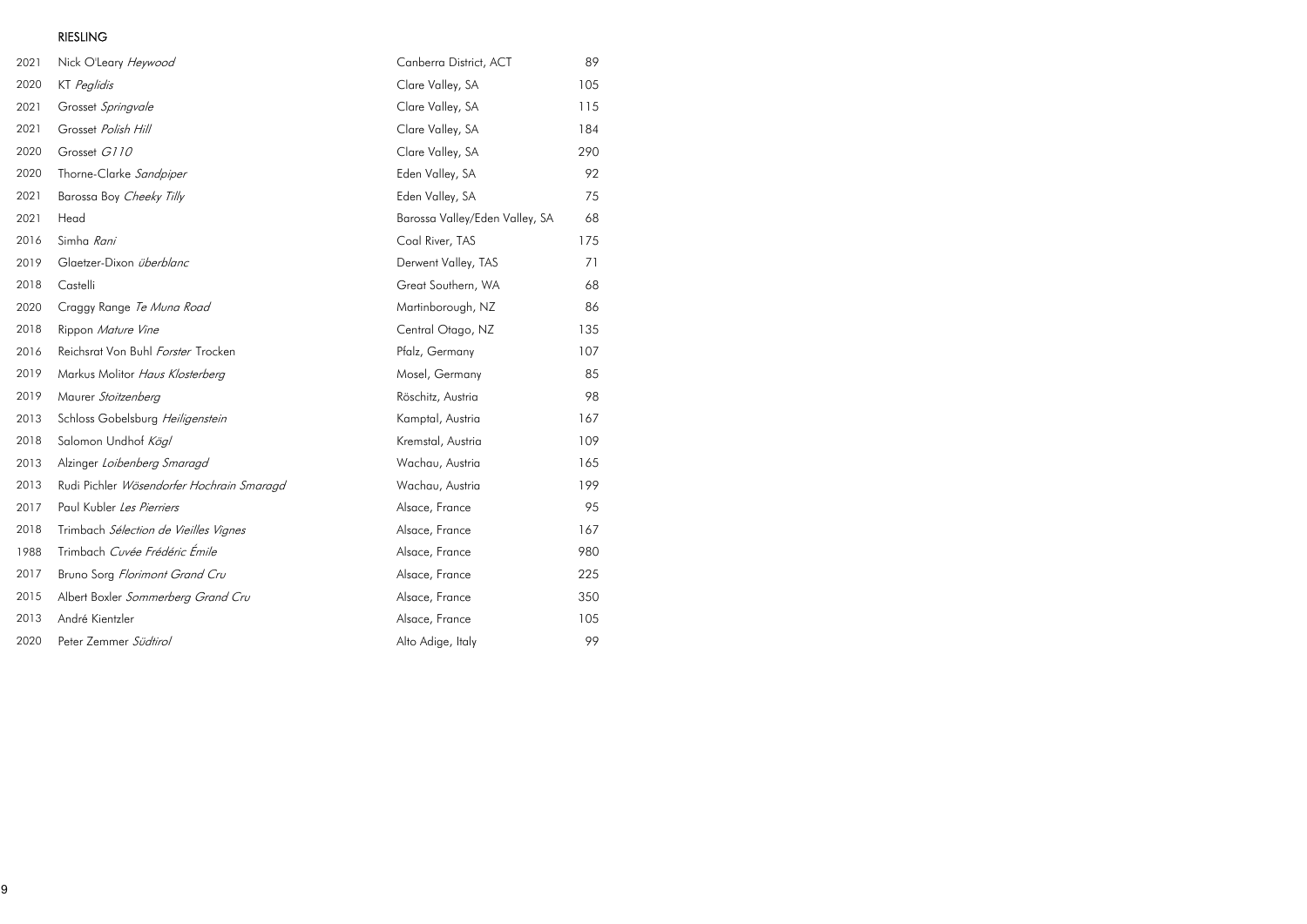## RIESLING

| | | | |
|---|---|---|---|
| 2021 | Nick O'Leary *Heywood* | Canberra District, ACT | 89 |
| 2020 | KT *Peglidis* | Clare Valley, SA | 105 |
| 2021 | Grosset *Springvale* | Clare Valley, SA | 115 |
| 2021 | Grosset *Polish Hill* | Clare Valley, SA | 184 |
| 2020 | Grosset *G110* | Clare Valley, SA | 290 |
| 2020 | Thorne-Clarke *Sandpiper* | Eden Valley, SA | 92 |
| 2021 | Barossa Boy *Cheeky Tilly* | Eden Valley, SA | 75 |
| 2021 | Head | Barossa Valley/Eden Valley, SA | 68 |
| 2016 | Simha *Rani* | Coal River, TAS | 175 |
| 2019 | Glaetzer-Dixon *überblanc* | Derwent Valley, TAS | 71 |
| 2018 | Castelli | Great Southern, WA | 68 |
| 2020 | Craggy Range *Te Muna Road* | Martinborough, NZ | 86 |
| 2018 | Rippon *Mature Vine* | Central Otago, NZ | 135 |
| 2016 | Reichsrat Von Buhl *Forster* Trocken | Pfalz, Germany | 107 |
| 2019 | Markus Molitor *Haus Klosterberg* | Mosel, Germany | 85 |
| 2019 | Maurer *Stoitzenberg* | Röschitz, Austria | 98 |
| 2013 | Schloss Gobelsburg *Heiligenstein* | Kamptal, Austria | 167 |
| 2018 | Salomon Undhof *Kögl* | Kremstal, Austria | 109 |
| 2013 | Alzinger *Loibenberg Smaragd* | Wachau, Austria | 165 |
| 2013 | Rudi Pichler *Wösendorfer Hochrain Smaragd* | Wachau, Austria | 199 |
| 2017 | Paul Kubler *Les Pierriers* | Alsace, France | 95 |
| 2018 | Trimbach *Sélection de Vieilles Vignes* | Alsace, France | 167 |
| 1988 | Trimbach *Cuvée Frédéric Émile* | Alsace, France | 980 |
| 2017 | Bruno Sorg *Florimont Grand Cru* | Alsace, France | 225 |
| 2015 | Albert Boxler *Sommerberg Grand Cru* | Alsace, France | 350 |
| 2013 | André Kientzler | Alsace, France | 105 |
| 2020 | Peter Zemmer *Südtirol* | Alto Adige, Italy | 99 |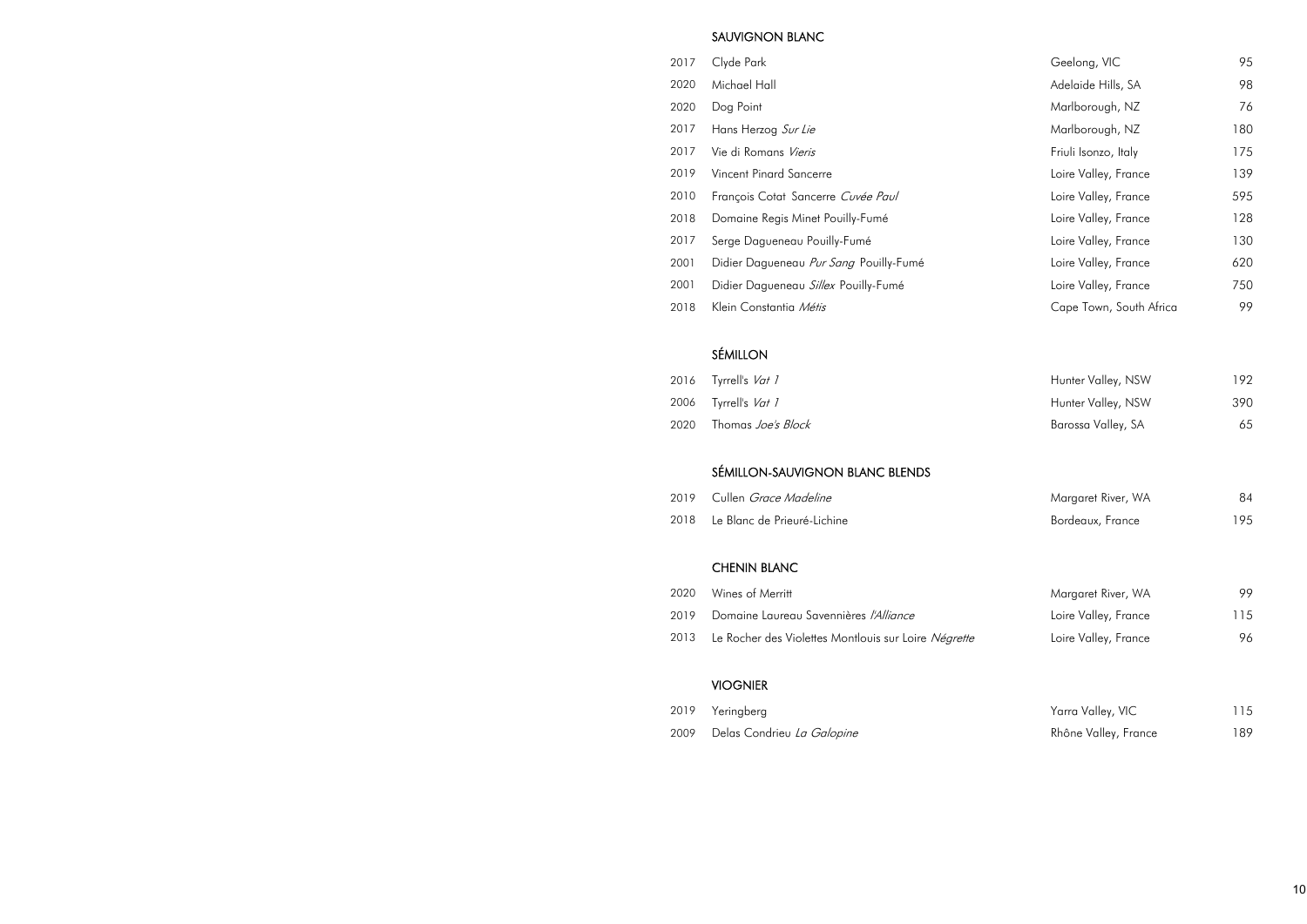## SAUVIGNON BLANC

| | | | |
|---|---|---|---|
| 2017 | Clyde Park | Geelong, VIC | 95 |
| 2020 | Michael Hall | Adelaide Hills, SA | 98 |
| 2020 | Dog Point | Marlborough, NZ | 76 |
| 2017 | Hans Herzog *Sur Lie* | Marlborough, NZ | 180 |
| 2017 | Vie di Romans *Vieris* | Friuli Isonzo, Italy | 175 |
| 2019 | Vincent Pinard Sancerre | Loire Valley, France | 139 |
| 2010 | François Cotat Sancerre *Cuvée Paul* | Loire Valley, France | 595 |
| 2018 | Domaine Regis Minet Pouilly-Fumé | Loire Valley, France | 128 |
| 2017 | Serge Dagueneau Pouilly-Fumé | Loire Valley, France | 130 |
| 2001 | Didier Dagueneau *Pur Sang* Pouilly-Fumé | Loire Valley, France | 620 |
| 2001 | Didier Dagueneau *Sillex* Pouilly-Fumé | Loire Valley, France | 750 |
| 2018 | Klein Constantia *Métis* | Cape Town, South Africa | 99 |

## SÉMILLON

| | | | |
|---|---|---|---|
| 2016 | Tyrrell's *Vat 1* | Hunter Valley, NSW | 192 |
| 2006 | Tyrrell's *Vat 1* | Hunter Valley, NSW | 390 |
| 2020 | Thomas *Joe's Block* | Barossa Valley, SA | 65 |

## SÉMILLON-SAUVIGNON BLANC BLENDS

| | | | |
|---|---|---|---|
| 2019 | Cullen *Grace Madeline* | Margaret River, WA | 84 |
| 2018 | Le Blanc de Prieuré-Lichine | Bordeaux, France | 195 |

## CHENIN BLANC

| | | | |
|---|---|---|---|
| 2020 | Wines of Merritt | Margaret River, WA | 99 |
| 2019 | Domaine Laureau Savennières *l'Alliance* | Loire Valley, France | 115 |
| 2013 | Le Rocher des Violettes Montlouis sur Loire *Négrette* | Loire Valley, France | 96 |

## VIOGNIER

| | | | |
|---|---|---|---|
| 2019 | Yeringberg | Yarra Valley, VIC | 115 |
| 2009 | Delas Condrieu *La Galopine* | Rhône Valley, France | 189 |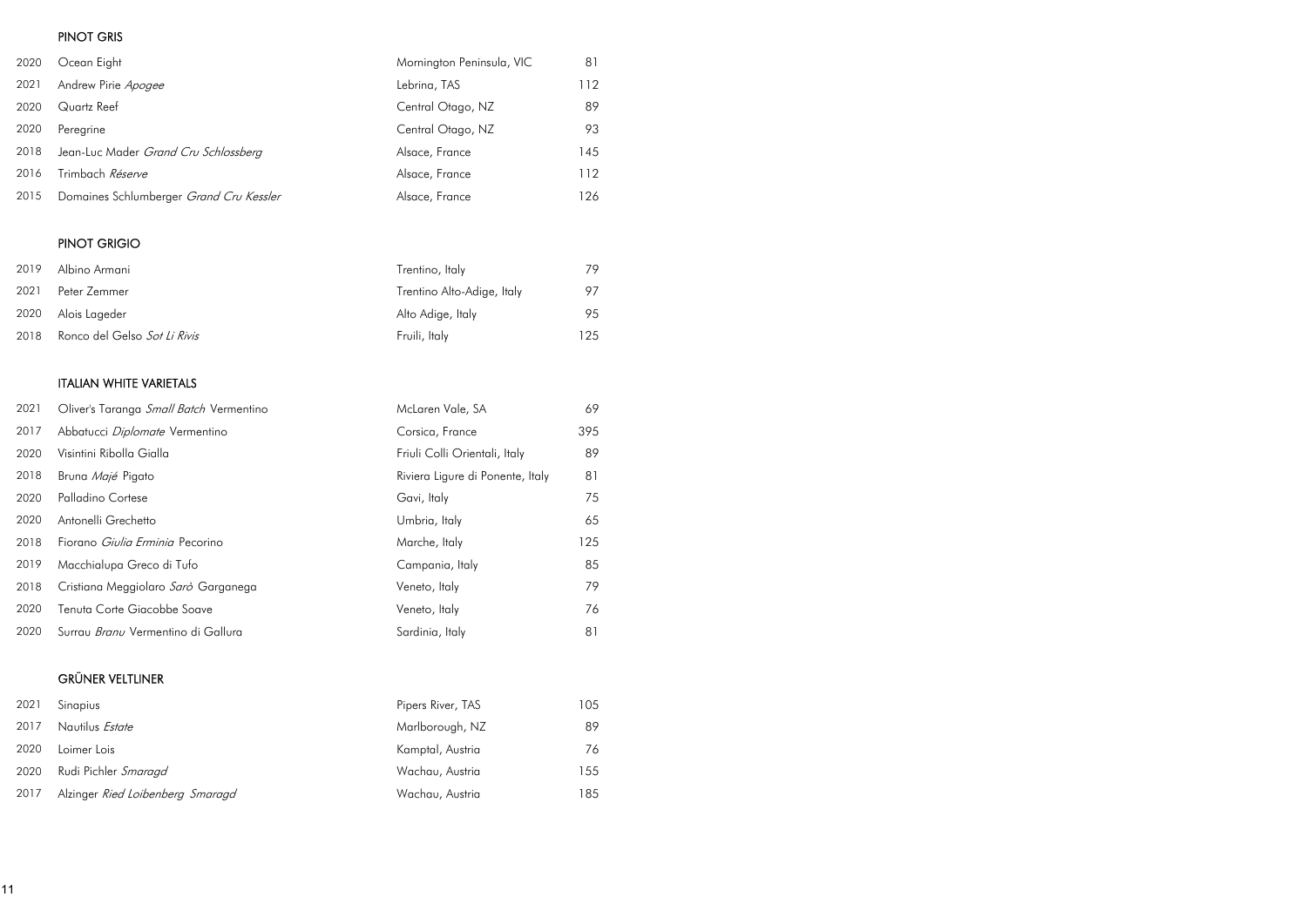## PINOT GRIS

| | | | |
|---|---|---|---|
| 2020 | Ocean Eight | Mornington Peninsula, VIC | 81 |
| 2021 | Andrew Pirie *Apogee* | Lebrina, TAS | 112 |
| 2020 | Quartz Reef | Central Otago, NZ | 89 |
| 2020 | Peregrine | Central Otago, NZ | 93 |
| 2018 | Jean-Luc Mader *Grand Cru Schlossberg* | Alsace, France | 145 |
| 2016 | Trimbach *Réserve* | Alsace, France | 112 |
| 2015 | Domaines Schlumberger *Grand Cru Kessler* | Alsace, France | 126 |

## PINOT GRIGIO

| | | | |
|---|---|---|---|
| 2019 | Albino Armani | Trentino, Italy | 79 |
| 2021 | Peter Zemmer | Trentino Alto-Adige, Italy | 97 |
| 2020 | Alois Lageder | Alto Adige, Italy | 95 |
| 2018 | Ronco del Gelso *Sot Li Rivis* | Fruili, Italy | 125 |

## ITALIAN WHITE VARIETALS

| | | | |
|---|---|---|---|
| 2021 | Oliver's Taranga *Small Batch* Vermentino | McLaren Vale, SA | 69 |
| 2017 | Abbatucci *Diplomate* Vermentino | Corsica, France | 395 |
| 2020 | Visintini Ribolla Gialla | Friuli Colli Orientali, Italy | 89 |
| 2018 | Bruna *Majé* Pigato | Riviera Ligure di Ponente, Italy | 81 |
| 2020 | Palladino Cortese | Gavi, Italy | 75 |
| 2020 | Antonelli Grechetto | Umbria, Italy | 65 |
| 2018 | Fiorano *Giulia Erminia* Pecorino | Marche, Italy | 125 |
| 2019 | Macchialupa Greco di Tufo | Campania, Italy | 85 |
| 2018 | Cristiana Meggiolaro *Sarò* Garganega | Veneto, Italy | 79 |
| 2020 | Tenuta Corte Giacobbe Soave | Veneto, Italy | 76 |
| 2020 | Surrau *Branu* Vermentino di Gallura | Sardinia, Italy | 81 |

## GRÜNER VELTLINER

| | | | |
|---|---|---|---|
| 2021 | Sinapius | Pipers River, TAS | 105 |
| 2017 | Nautilus *Estate* | Marlborough, NZ | 89 |
| 2020 | Loimer Lois | Kamptal, Austria | 76 |
| 2020 | Rudi Pichler *Smaragd* | Wachau, Austria | 155 |
| 2017 | Alzinger *Ried Loibenberg Smaragd* | Wachau, Austria | 185 |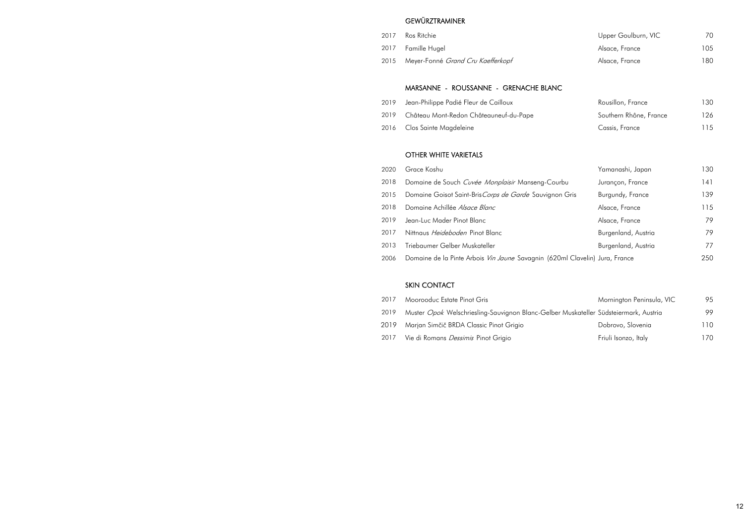## GEWÜRZTRAMINER

| | | | |
|---|---|---|---|
| 2017 | Ros Ritchie | Upper Goulburn, VIC | 70 |
| 2017 | Famille Hugel | Alsace, France | 105 |
| 2015 | Meyer-Fonné *Grand Cru Kaefferkopf* | Alsace, France | 180 |

## MARSANNE - ROUSSANNE - GRENACHE BLANC

| | | | |
|---|---|---|---|
| 2019 | Jean-Philippe Padié Fleur de Cailloux | Rousillon, France | 130 |
| 2019 | Château Mont-Redon Châteauneuf-du-Pape | Southern Rhône, France | 126 |
| 2016 | Clos Sainte Magdeleine | Cassis, France | 115 |

## OTHER WHITE VARIETALS

| | | | |
|---|---|---|---|
| 2020 | Grace Koshu | Yamanashi, Japan | 130 |
| 2018 | Domaine de Souch *Cuvée Monplaisir* Manseng-Courbu | Jurançon, France | 141 |
| 2015 | Domaine Goisot Saint-Bris *Corps de Garde* Sauvignon Gris | Burgundy, France | 139 |
| 2018 | Domaine Achillée *Alsace Blanc* | Alsace, France | 115 |
| 2019 | Jean-Luc Mader Pinot Blanc | Alsace, France | 79 |
| 2017 | Nittnaus *Heideboden* Pinot Blanc | Burgenland, Austria | 79 |
| 2013 | Triebaumer Gelber Muskateller | Burgenland, Austria | 77 |
| 2006 | Domaine de la Pinte Arbois *Vin Jaune* Savagnin (620ml Clavelin) | Jura, France | 250 |

## SKIN CONTACT

| | | | |
|---|---|---|---|
| 2017 | Moorooduc Estate Pinot Gris | Mornington Peninsula, VIC | 95 |
| 2019 | Muster *Opok* Welschriesling-Sauvignon Blanc-Gelber Muskateller | Südsteiermark, Austria | 99 |
| 2019 | Marjan Simčič BRDA Classic Pinot Grigio | Dobrovo, Slovenia | 110 |
| 2017 | Vie di Romans *Dessimis* Pinot Grigio | Friuli Isonzo, Italy | 170 |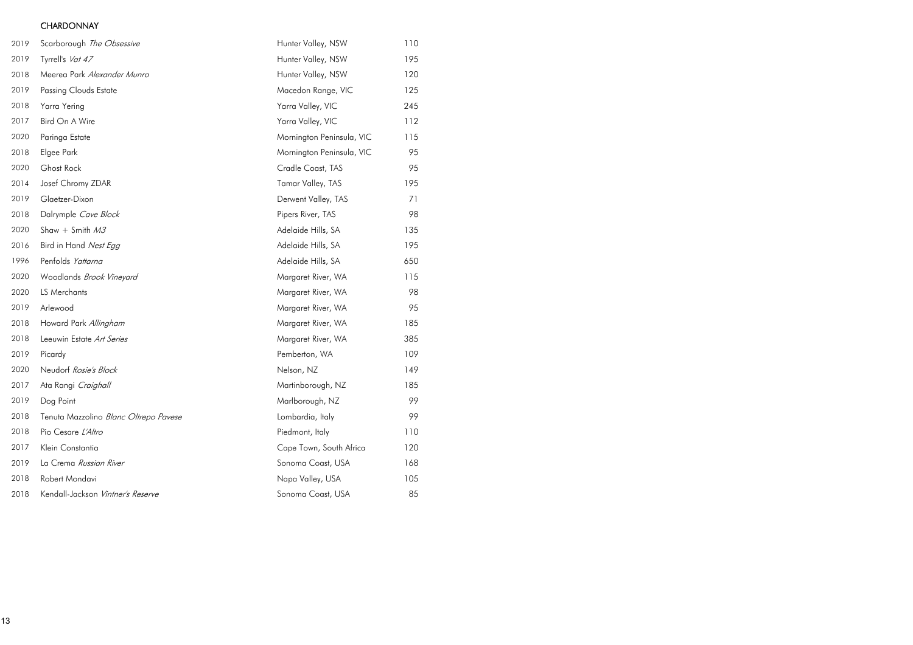## CHARDONNAY

| | | | |
|---|---|---|---|
| 2019 | Scarborough *The Obsessive* | Hunter Valley, NSW | 110 |
| 2019 | Tyrrell's *Vat 47* | Hunter Valley, NSW | 195 |
| 2018 | Meerea Park *Alexander Munro* | Hunter Valley, NSW | 120 |
| 2019 | Passing Clouds Estate | Macedon Range, VIC | 125 |
| 2018 | Yarra Yering | Yarra Valley, VIC | 245 |
| 2017 | Bird On A Wire | Yarra Valley, VIC | 112 |
| 2020 | Paringa Estate | Mornington Peninsula, VIC | 115 |
| 2018 | Elgee Park | Mornington Peninsula, VIC | 95 |
| 2020 | Ghost Rock | Cradle Coast, TAS | 95 |
| 2014 | Josef Chromy ZDAR | Tamar Valley, TAS | 195 |
| 2019 | Glaetzer-Dixon | Derwent Valley, TAS | 71 |
| 2018 | Dalrymple *Cave Block* | Pipers River, TAS | 98 |
| 2020 | Shaw + Smith *M3* | Adelaide Hills, SA | 135 |
| 2016 | Bird in Hand *Nest Egg* | Adelaide Hills, SA | 195 |
| 1996 | Penfolds *Yattarna* | Adelaide Hills, SA | 650 |
| 2020 | Woodlands *Brook Vineyard* | Margaret River, WA | 115 |
| 2020 | LS Merchants | Margaret River, WA | 98 |
| 2019 | Arlewood | Margaret River, WA | 95 |
| 2018 | Howard Park *Allingham* | Margaret River, WA | 185 |
| 2018 | Leeuwin Estate *Art Series* | Margaret River, WA | 385 |
| 2019 | Picardy | Pemberton, WA | 109 |
| 2020 | Neudorf *Rosie's Block* | Nelson, NZ | 149 |
| 2017 | Ata Rangi *Craighall* | Martinborough, NZ | 185 |
| 2019 | Dog Point | Marlborough, NZ | 99 |
| 2018 | Tenuta Mazzolino *Blanc Oltrepo Pavese* | Lombardia, Italy | 99 |
| 2018 | Pio Cesare *L'Altro* | Piedmont, Italy | 110 |
| 2017 | Klein Constantia | Cape Town, South Africa | 120 |
| 2019 | La Crema *Russian River* | Sonoma Coast, USA | 168 |
| 2018 | Robert Mondavi | Napa Valley, USA | 105 |
| 2018 | Kendall-Jackson *Vintner's Reserve* | Sonoma Coast, USA | 85 |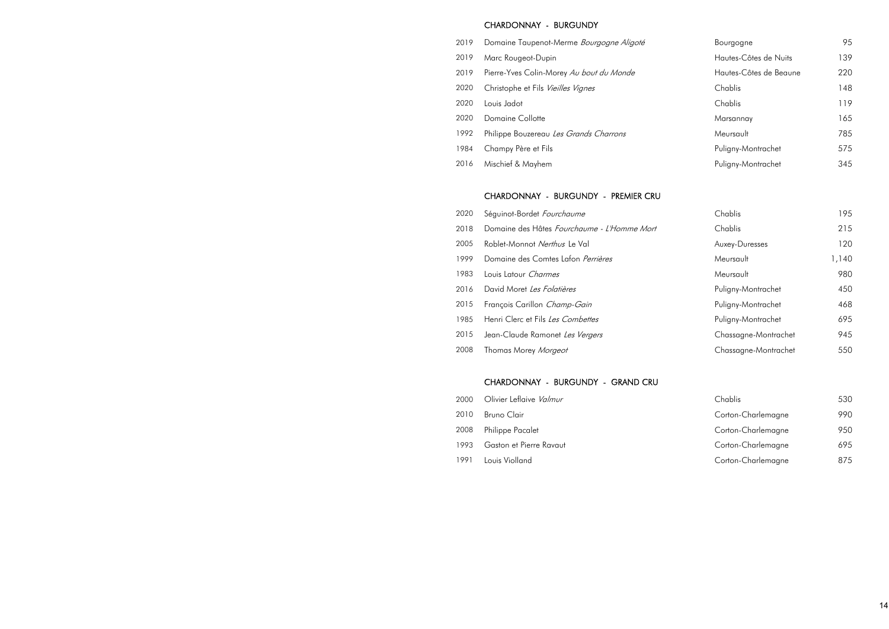## CHARDONNAY - BURGUNDY

| | | | |
|---|---|---|---|
| 2019 | Domaine Taupenot-Merme *Bourgogne Aligoté* | Bourgogne | 95 |
| 2019 | Marc Rougeot-Dupin | Hautes-Côtes de Nuits | 139 |
| 2019 | Pierre-Yves Colin-Morey *Au bout du Monde* | Hautes-Côtes de Beaune | 220 |
| 2020 | Christophe et Fils *Vieilles Vignes* | Chablis | 148 |
| 2020 | Louis Jadot | Chablis | 119 |
| 2020 | Domaine Collotte | Marsannay | 165 |
| 1992 | Philippe Bouzereau *Les Grands Charrons* | Meursault | 785 |
| 1984 | Champy Père et Fils | Puligny-Montrachet | 575 |
| 2016 | Mischief & Mayhem | Puligny-Montrachet | 345 |

## CHARDONNAY - BURGUNDY - PREMIER CRU

| | | | |
|---|---|---|---|
| 2020 | Séguinot-Bordet *Fourchaume* | Chablis | 195 |
| 2018 | Domaine des Hâtes *Fourchaume - L'Homme Mort* | Chablis | 215 |
| 2005 | Roblet-Monnot *Nerthus* Le Val | Auxey-Duresses | 120 |
| 1999 | Domaine des Comtes Lafon *Perrières* | Meursault | 1,140 |
| 1983 | Louis Latour *Charmes* | Meursault | 980 |
| 2016 | David Moret *Les Folatières* | Puligny-Montrachet | 450 |
| 2015 | François Carillon *Champ-Gain* | Puligny-Montrachet | 468 |
| 1985 | Henri Clerc et Fils *Les Combettes* | Puligny-Montrachet | 695 |
| 2015 | Jean-Claude Ramonet *Les Vergers* | Chassagne-Montrachet | 945 |
| 2008 | Thomas Morey *Morgeot* | Chassagne-Montrachet | 550 |

## CHARDONNAY - BURGUNDY - GRAND CRU

| | | | |
|---|---|---|---|
| 2000 | Olivier Leflaive *Valmur* | Chablis | 530 |
| 2010 | Bruno Clair | Corton-Charlemagne | 990 |
| 2008 | Philippe Pacalet | Corton-Charlemagne | 950 |
| 1993 | Gaston et Pierre Ravaut | Corton-Charlemagne | 695 |
| 1991 | Louis Violland | Corton-Charlemagne | 875 |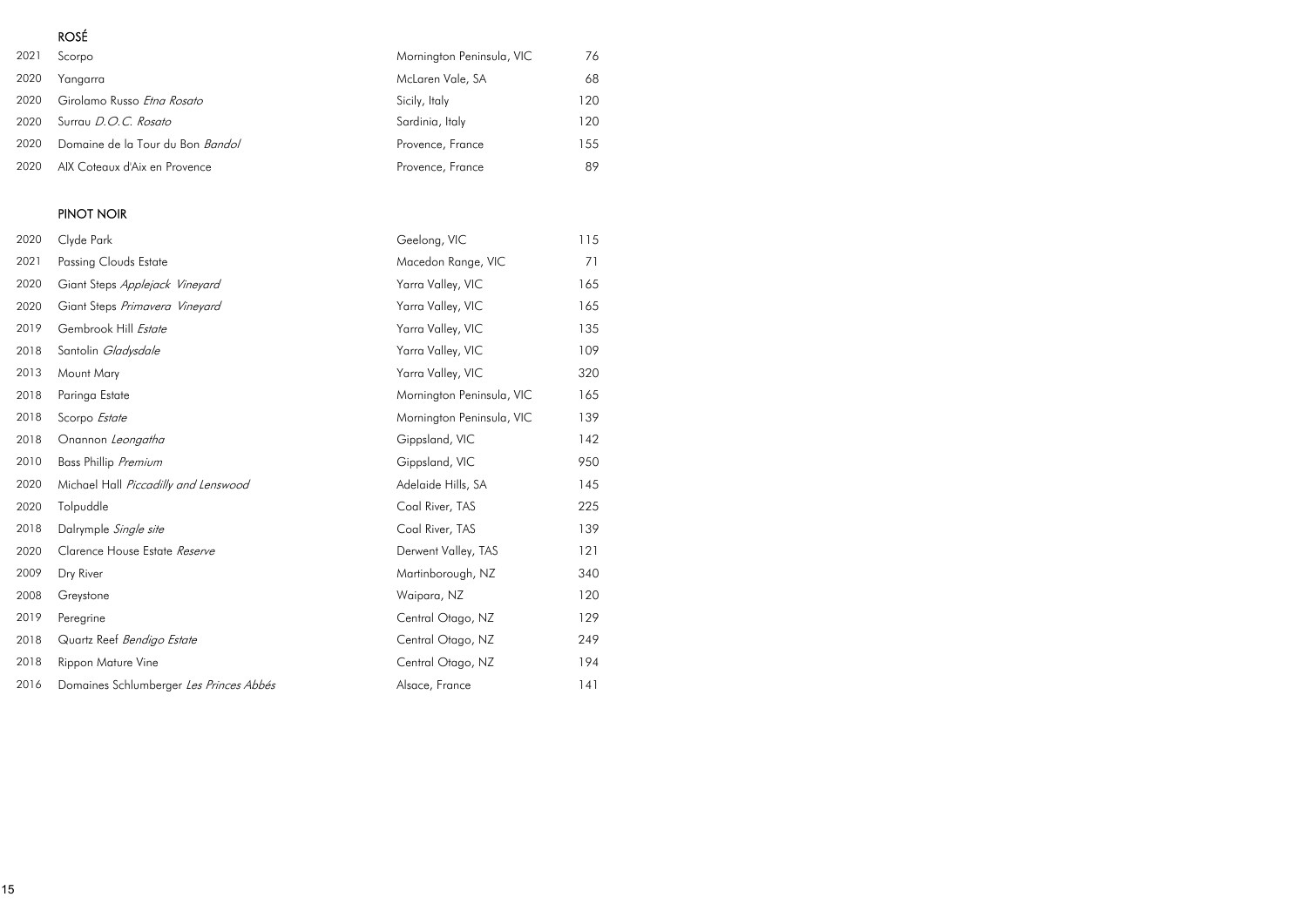## ROSÉ

| | | | |
|---|---|---|---|
| 2021 | Scorpo | Mornington Peninsula, VIC | 76 |
| 2020 | Yangarra | McLaren Vale, SA | 68 |
| 2020 | Girolamo Russo *Etna Rosato* | Sicily, Italy | 120 |
| 2020 | Surrau *D.O.C. Rosato* | Sardinia, Italy | 120 |
| 2020 | Domaine de la Tour du Bon *Bandol* | Provence, France | 155 |
| 2020 | AIX Coteaux d'Aix en Provence | Provence, France | 89 |

## PINOT NOIR

| | | | |
|---|---|---|---|
| 2020 | Clyde Park | Geelong, VIC | 115 |
| 2021 | Passing Clouds Estate | Macedon Range, VIC | 71 |
| 2020 | Giant Steps *Applejack Vineyard* | Yarra Valley, VIC | 165 |
| 2020 | Giant Steps *Primavera Vineyard* | Yarra Valley, VIC | 165 |
| 2019 | Gembrook Hill *Estate* | Yarra Valley, VIC | 135 |
| 2018 | Santolin *Gladysdale* | Yarra Valley, VIC | 109 |
| 2013 | Mount Mary | Yarra Valley, VIC | 320 |
| 2018 | Paringa Estate | Mornington Peninsula, VIC | 165 |
| 2018 | Scorpo *Estate* | Mornington Peninsula, VIC | 139 |
| 2018 | Onannon *Leongatha* | Gippsland, VIC | 142 |
| 2010 | Bass Phillip *Premium* | Gippsland, VIC | 950 |
| 2020 | Michael Hall *Piccadilly and Lenswood* | Adelaide Hills, SA | 145 |
| 2020 | Tolpuddle | Coal River, TAS | 225 |
| 2018 | Dalrymple *Single site* | Coal River, TAS | 139 |
| 2020 | Clarence House Estate *Reserve* | Derwent Valley, TAS | 121 |
| 2009 | Dry River | Martinborough, NZ | 340 |
| 2008 | Greystone | Waipara, NZ | 120 |
| 2019 | Peregrine | Central Otago, NZ | 129 |
| 2018 | Quartz Reef *Bendigo Estate* | Central Otago, NZ | 249 |
| 2018 | Rippon Mature Vine | Central Otago, NZ | 194 |
| 2016 | Domaines Schlumberger *Les Princes Abbés* | Alsace, France | 141 |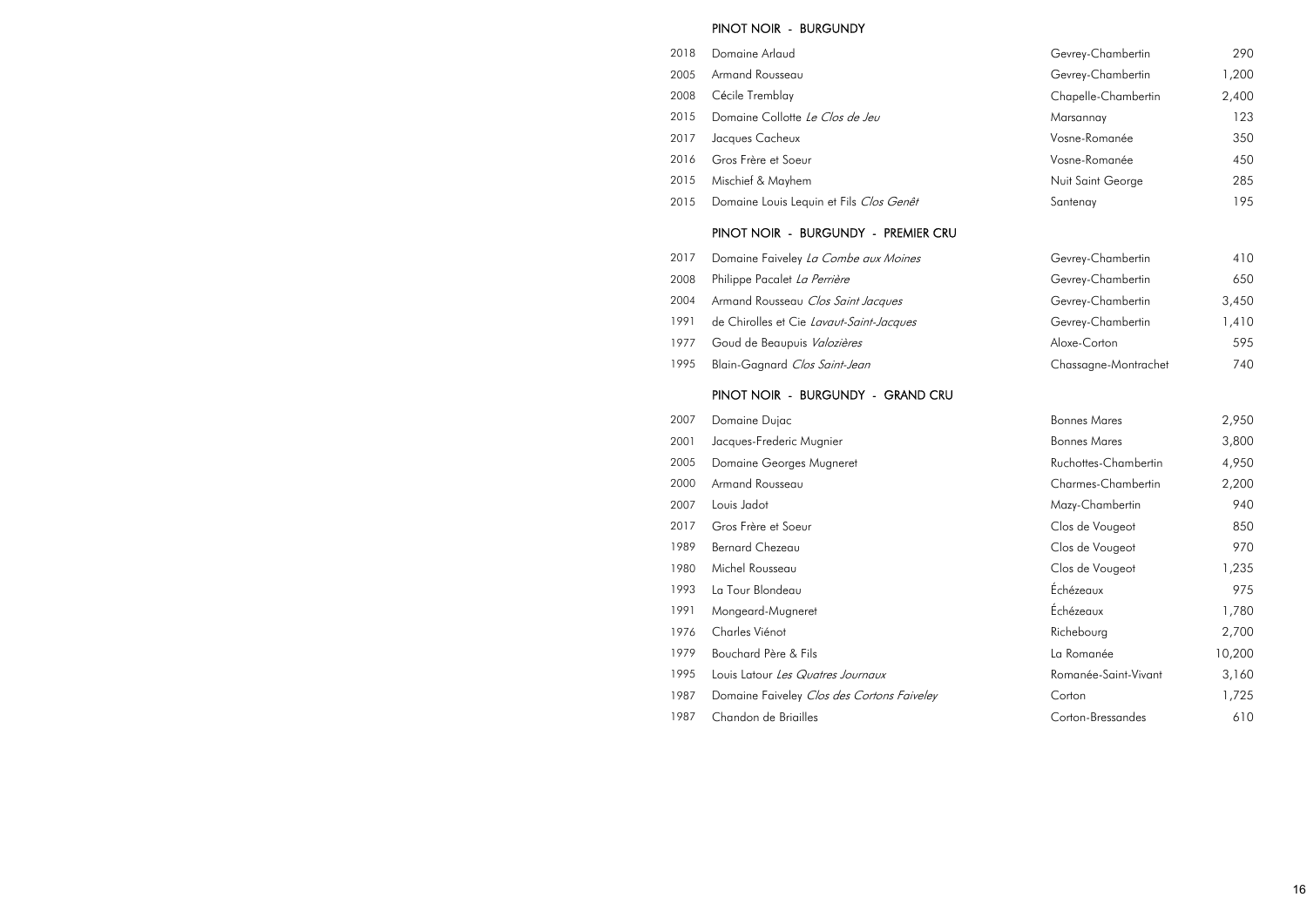## PINOT NOIR - BURGUNDY

| | | | |
|---|---|---|---|
| 2018 | Domaine Arlaud | Gevrey-Chambertin | 290 |
| 2005 | Armand Rousseau | Gevrey-Chambertin | 1,200 |
| 2008 | Cécile Tremblay | Chapelle-Chambertin | 2,400 |
| 2015 | Domaine Collotte *Le Clos de Jeu* | Marsannay | 123 |
| 2017 | Jacques Cacheux | Vosne-Romanée | 350 |
| 2016 | Gros Frère et Soeur | Vosne-Romanée | 450 |
| 2015 | Mischief & Mayhem | Nuit Saint George | 285 |
| 2015 | Domaine Louis Lequin et Fils *Clos Genêt* | Santenay | 195 |

## PINOT NOIR - BURGUNDY - PREMIER CRU

| | | | |
|---|---|---|---|
| 2017 | Domaine Faiveley *La Combe aux Moines* | Gevrey-Chambertin | 410 |
| 2008 | Philippe Pacalet *La Perrière* | Gevrey-Chambertin | 650 |
| 2004 | Armand Rousseau *Clos Saint Jacques* | Gevrey-Chambertin | 3,450 |
| 1991 | de Chirolles et Cie *Lavaut-Saint-Jacques* | Gevrey-Chambertin | 1,410 |
| 1977 | Goud de Beaupuis *Valozières* | Aloxe-Corton | 595 |
| 1995 | Blain-Gagnard *Clos Saint-Jean* | Chassagne-Montrachet | 740 |

## PINOT NOIR - BURGUNDY - GRAND CRU

| | | | |
|---|---|---|---|
| 2007 | Domaine Dujac | Bonnes Mares | 2,950 |
| 2001 | Jacques-Frederic Mugnier | Bonnes Mares | 3,800 |
| 2005 | Domaine Georges Mugneret | Ruchottes-Chambertin | 4,950 |
| 2000 | Armand Rousseau | Charmes-Chambertin | 2,200 |
| 2007 | Louis Jadot | Mazy-Chambertin | 940 |
| 2017 | Gros Frère et Soeur | Clos de Vougeot | 850 |
| 1989 | Bernard Chezeau | Clos de Vougeot | 970 |
| 1980 | Michel Rousseau | Clos de Vougeot | 1,235 |
| 1993 | La Tour Blondeau | Échézeaux | 975 |
| 1991 | Mongeard-Mugneret | Échézeaux | 1,780 |
| 1976 | Charles Viénot | Richebourg | 2,700 |
| 1979 | Bouchard Père & Fils | La Romanée | 10,200 |
| 1995 | Louis Latour *Les Quatres Journaux* | Romanée-Saint-Vivant | 3,160 |
| 1987 | Domaine Faiveley *Clos des Cortons Faiveley* | Corton | 1,725 |
| 1987 | Chandon de Briailles | Corton-Bressandes | 610 |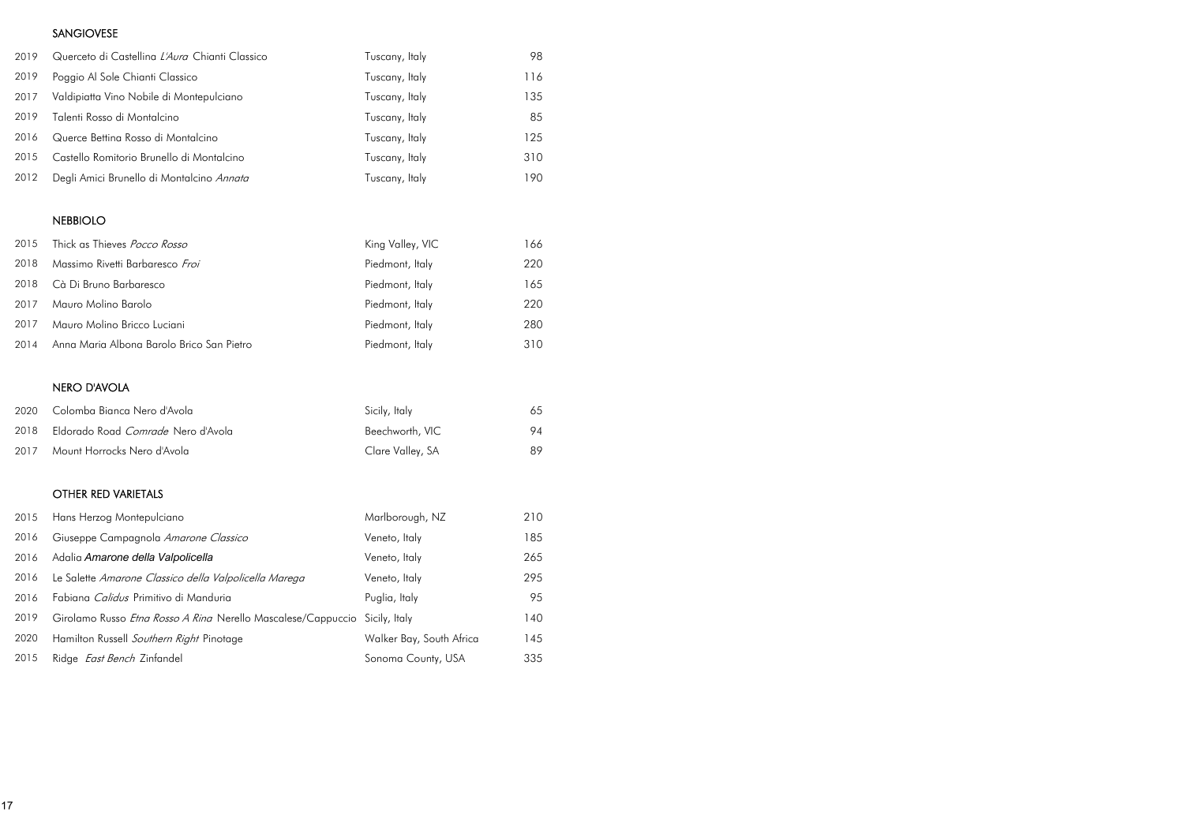## SANGIOVESE

| | | | |
|---|---|---|---|
| 2019 | Querceto di Castellina *L'Aura* Chianti Classico | Tuscany, Italy | 98 |
| 2019 | Poggio Al Sole Chianti Classico | Tuscany, Italy | 116 |
| 2017 | Valdipiatta Vino Nobile di Montepulciano | Tuscany, Italy | 135 |
| 2019 | Talenti Rosso di Montalcino | Tuscany, Italy | 85 |
| 2016 | Querce Bettina Rosso di Montalcino | Tuscany, Italy | 125 |
| 2015 | Castello Romitorio Brunello di Montalcino | Tuscany, Italy | 310 |
| 2012 | Degli Amici Brunello di Montalcino *Annata* | Tuscany, Italy | 190 |

## NEBBIOLO

| | | | |
|---|---|---|---|
| 2015 | Thick as Thieves *Pocco Rosso* | King Valley, VIC | 166 |
| 2018 | Massimo Rivetti Barbaresco *Froi* | Piedmont, Italy | 220 |
| 2018 | Cà Di Bruno Barbaresco | Piedmont, Italy | 165 |
| 2017 | Mauro Molino Barolo | Piedmont, Italy | 220 |
| 2017 | Mauro Molino Bricco Luciani | Piedmont, Italy | 280 |
| 2014 | Anna Maria Albona Barolo Brico San Pietro | Piedmont, Italy | 310 |

## NERO D'AVOLA

| | | | |
|---|---|---|---|
| 2020 | Colomba Bianca Nero d'Avola | Sicily, Italy | 65 |
| 2018 | Eldorado Road *Comrade* Nero d'Avola | Beechworth, VIC | 94 |
| 2017 | Mount Horrocks Nero d'Avola | Clare Valley, SA | 89 |

## OTHER RED VARIETALS

| | | | |
|---|---|---|---|
| 2015 | Hans Herzog Montepulciano | Marlborough, NZ | 210 |
| 2016 | Giuseppe Campagnola *Amarone Classico* | Veneto, Italy | 185 |
| 2016 | Adalia ***Amarone della Valpolicella*** | Veneto, Italy | 265 |
| 2016 | Le Salette *Amarone Classico della Valpolicella Marega* | Veneto, Italy | 295 |
| 2016 | Fabiana *Calidus* Primitivo di Manduria | Puglia, Italy | 95 |
| 2019 | Girolamo Russo *Etna Rosso A Rina* Nerello Mascalese/Cappuccio | Sicily, Italy | 140 |
| 2020 | Hamilton Russell *Southern Right* Pinotage | Walker Bay, South Africa | 145 |
| 2015 | Ridge *East Bench* Zinfandel | Sonoma County, USA | 335 |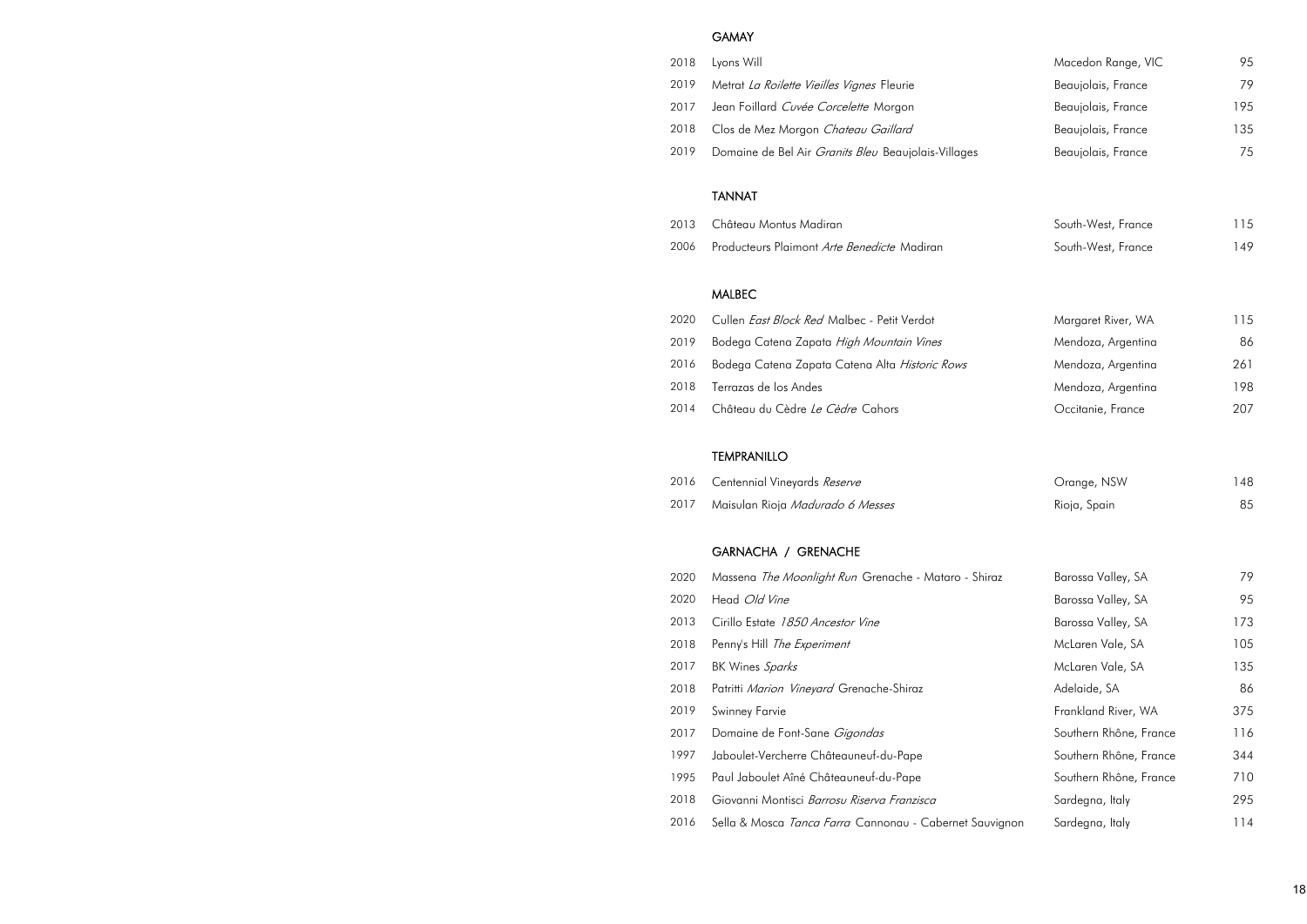## GAMAY

| | | | |
|---|---|---|---|
| 2018 | Lyons Will | Macedon Range, VIC | 95 |
| 2019 | Metrat *La Roilette Vieilles Vignes* Fleurie | Beaujolais, France | 79 |
| 2017 | Jean Foillard *Cuvée Corcelette* Morgon | Beaujolais, France | 195 |
| 2018 | Clos de Mez Morgon *Chateau Gaillard* | Beaujolais, France | 135 |
| 2019 | Domaine de Bel Air *Granits Bleu* Beaujolais-Villages | Beaujolais, France | 75 |

## TANNAT

| | | | |
|---|---|---|---|
| 2013 | Château Montus Madiran | South-West, France | 115 |
| 2006 | Producteurs Plaimont *Arte Benedicte* Madiran | South-West, France | 149 |

## MALBEC

| | | | |
|---|---|---|---|
| 2020 | Cullen *East Block Red* Malbec - Petit Verdot | Margaret River, WA | 115 |
| 2019 | Bodega Catena Zapata *High Mountain Vines* | Mendoza, Argentina | 86 |
| 2016 | Bodega Catena Zapata Catena Alta *Historic Rows* | Mendoza, Argentina | 261 |
| 2018 | Terrazas de los Andes | Mendoza, Argentina | 198 |
| 2014 | Château du Cèdre *Le Cèdre* Cahors | Occitanie, France | 207 |

## TEMPRANILLO

| | | | |
|---|---|---|---|
| 2016 | Centennial Vineyards *Reserve* | Orange, NSW | 148 |
| 2017 | Maisulan Rioja *Madurado 6 Messes* | Rioja, Spain | 85 |

## GARNACHA / GRENACHE

| | | | |
|---|---|---|---|
| 2020 | Massena *The Moonlight Run* Grenache - Mataro - Shiraz | Barossa Valley, SA | 79 |
| 2020 | Head *Old Vine* | Barossa Valley, SA | 95 |
| 2013 | Cirillo Estate *1850 Ancestor Vine* | Barossa Valley, SA | 173 |
| 2018 | Penny's Hill *The Experiment* | McLaren Vale, SA | 105 |
| 2017 | BK Wines *Sparks* | McLaren Vale, SA | 135 |
| 2018 | Patritti *Marion Vineyard* Grenache-Shiraz | Adelaide, SA | 86 |
| 2019 | Swinney Farvie | Frankland River, WA | 375 |
| 2017 | Domaine de Font-Sane *Gigondas* | Southern Rhône, France | 116 |
| 1997 | Jaboulet-Vercherre Châteauneuf-du-Pape | Southern Rhône, France | 344 |
| 1995 | Paul Jaboulet Aîné Châteauneuf-du-Pape | Southern Rhône, France | 710 |
| 2018 | Giovanni Montisci *Barrosu Riserva Franzisca* | Sardegna, Italy | 295 |
| 2016 | Sella & Mosca *Tanca Farra* Cannonau - Cabernet Sauvignon | Sardegna, Italy | 114 |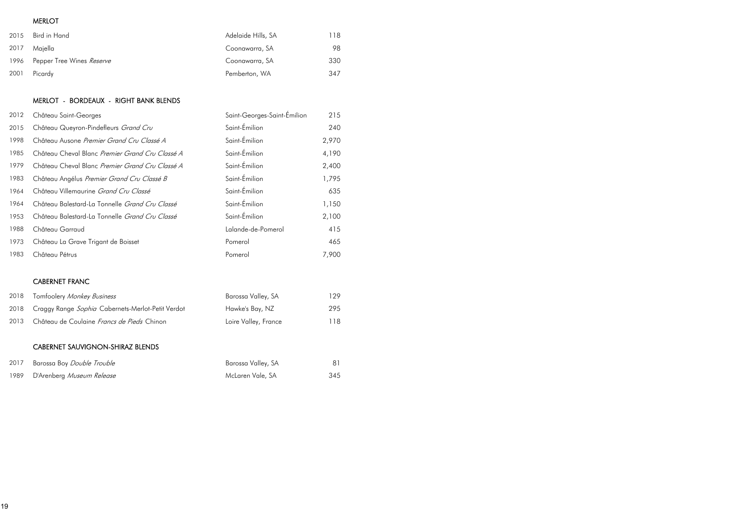## MERLOT

| | | | |
|---|---|---|---|
| 2015 | Bird in Hand | Adelaide Hills, SA | 118 |
| 2017 | Majella | Coonawarra, SA | 98 |
| 1996 | Pepper Tree Wines *Reserve* | Coonawarra, SA | 330 |
| 2001 | Picardy | Pemberton, WA | 347 |

## MERLOT - BORDEAUX - RIGHT BANK BLENDS

| | | | |
|---|---|---|---|
| 2012 | Château Saint-Georges | Saint-Georges-Saint-Émilion | 215 |
| 2015 | Château Queyron-Pindefleurs *Grand Cru* | Saint-Émilion | 240 |
| 1998 | Château Ausone *Premier Grand Cru Classé A* | Saint-Émilion | 2,970 |
| 1985 | Château Cheval Blanc *Premier Grand Cru Classé A* | Saint-Émilion | 4,190 |
| 1979 | Château Cheval Blanc *Premier Grand Cru Classé A* | Saint-Émilion | 2,400 |
| 1983 | Château Angélus *Premier Grand Cru Classé B* | Saint-Émilion | 1,795 |
| 1964 | Château Villemaurine *Grand Cru Classé* | Saint-Émilion | 635 |
| 1964 | Château Balestard-La Tonnelle *Grand Cru Classé* | Saint-Émilion | 1,150 |
| 1953 | Château Balestard-La Tonnelle *Grand Cru Classé* | Saint-Émilion | 2,100 |
| 1988 | Château Garraud | Lalande-de-Pomerol | 415 |
| 1973 | Château La Grave Trigant de Boisset | Pomerol | 465 |
| 1983 | Château Pétrus | Pomerol | 7,900 |

## CABERNET FRANC

| | | | |
|---|---|---|---|
| 2018 | Tomfoolery *Monkey Business* | Barossa Valley, SA | 129 |
| 2018 | Craggy Range *Sophia* Cabernets-Merlot-Petit Verdot | Hawke's Bay, NZ | 295 |
| 2013 | Château de Coulaine *Francs de Pieds* Chinon | Loire Valley, France | 118 |

## CABERNET SAUVIGNON-SHIRAZ BLENDS

| | | | |
|---|---|---|---|
| 2017 | Barossa Boy *Double Trouble* | Barossa Valley, SA | 81 |
| 1989 | D'Arenberg *Museum Release* | McLaren Vale, SA | 345 |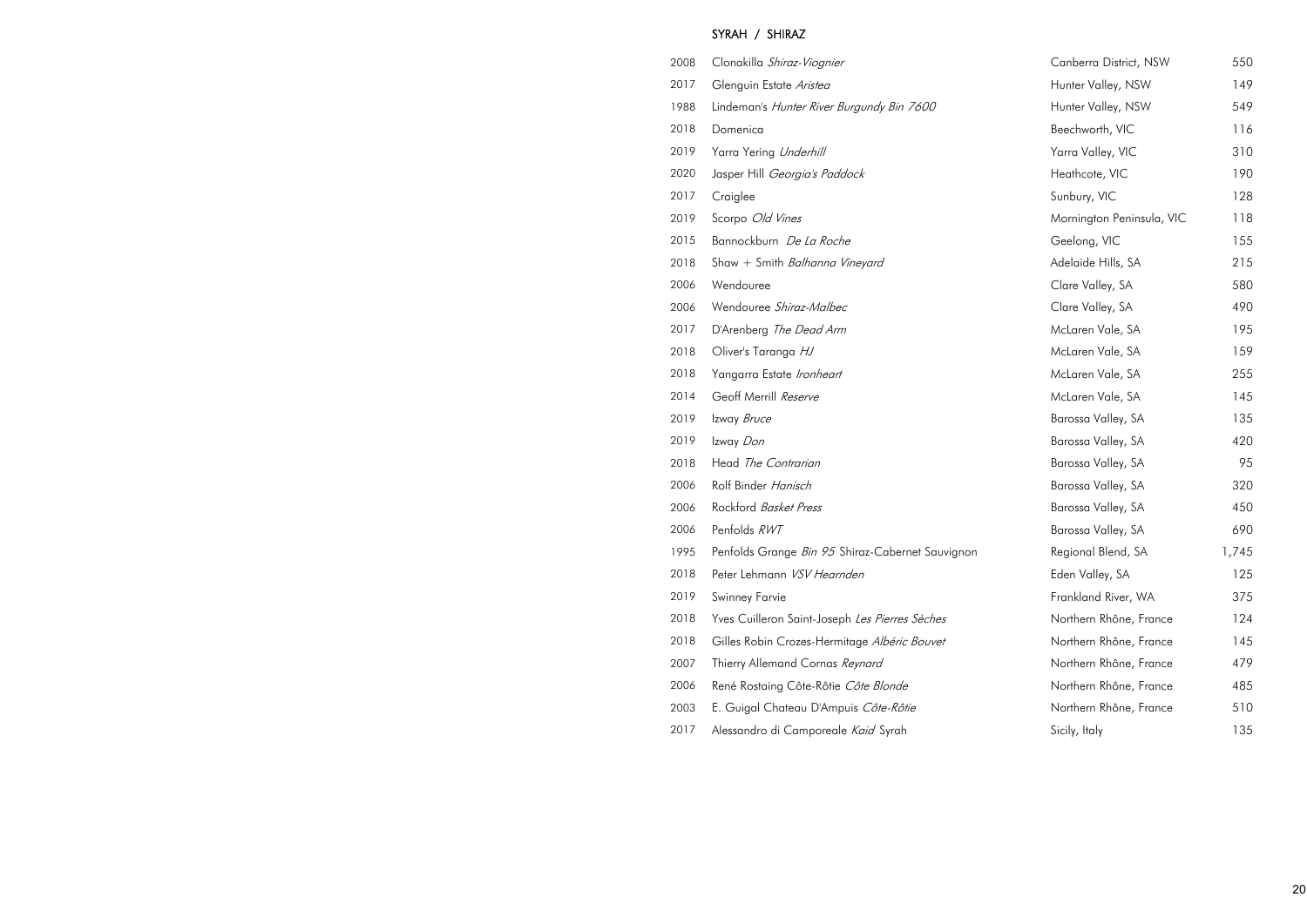## SYRAH / SHIRAZ

| | | | |
|---|---|---|---|
| 2008 | Clonakilla *Shiraz-Viognier* | Canberra District, NSW | 550 |
| 2017 | Glenguin Estate *Aristea* | Hunter Valley, NSW | 149 |
| 1988 | Lindeman's *Hunter River Burgundy Bin 7600* | Hunter Valley, NSW | 549 |
| 2018 | Domenica | Beechworth, VIC | 116 |
| 2019 | Yarra Yering *Underhill* | Yarra Valley, VIC | 310 |
| 2020 | Jasper Hill *Georgia's Paddock* | Heathcote, VIC | 190 |
| 2017 | Craiglee | Sunbury, VIC | 128 |
| 2019 | Scorpo *Old Vines* | Mornington Peninsula, VIC | 118 |
| 2015 | Bannockburn *De La Roche* | Geelong, VIC | 155 |
| 2018 | Shaw + Smith *Balhanna Vineyard* | Adelaide Hills, SA | 215 |
| 2006 | Wendouree | Clare Valley, SA | 580 |
| 2006 | Wendouree *Shiraz-Malbec* | Clare Valley, SA | 490 |
| 2017 | D'Arenberg *The Dead Arm* | McLaren Vale, SA | 195 |
| 2018 | Oliver's Taranga *HJ* | McLaren Vale, SA | 159 |
| 2018 | Yangarra Estate *Ironheart* | McLaren Vale, SA | 255 |
| 2014 | Geoff Merrill *Reserve* | McLaren Vale, SA | 145 |
| 2019 | Izway *Bruce* | Barossa Valley, SA | 135 |
| 2019 | Izway *Don* | Barossa Valley, SA | 420 |
| 2018 | Head *The Contrarian* | Barossa Valley, SA | 95 |
| 2006 | Rolf Binder *Hanisch* | Barossa Valley, SA | 320 |
| 2006 | Rockford *Basket Press* | Barossa Valley, SA | 450 |
| 2006 | Penfolds *RWT* | Barossa Valley, SA | 690 |
| 1995 | Penfolds Grange *Bin 95* Shiraz-Cabernet Sauvignon | Regional Blend, SA | 1,745 |
| 2018 | Peter Lehmann *VSV Hearnden* | Eden Valley, SA | 125 |
| 2019 | Swinney Farvie | Frankland River, WA | 375 |
| 2018 | Yves Cuilleron Saint-Joseph *Les Pierres Sèches* | Northern Rhône, France | 124 |
| 2018 | Gilles Robin Crozes-Hermitage *Albéric Bouvet* | Northern Rhône, France | 145 |
| 2007 | Thierry Allemand Cornas *Reynard* | Northern Rhône, France | 479 |
| 2006 | René Rostaing Côte-Rôtie *Côte Blonde* | Northern Rhône, France | 485 |
| 2003 | E. Guigal Chateau D'Ampuis *Côte-Rôtie* | Northern Rhône, France | 510 |
| 2017 | Alessandro di Camporeale *Kaid* Syrah | Sicily, Italy | 135 |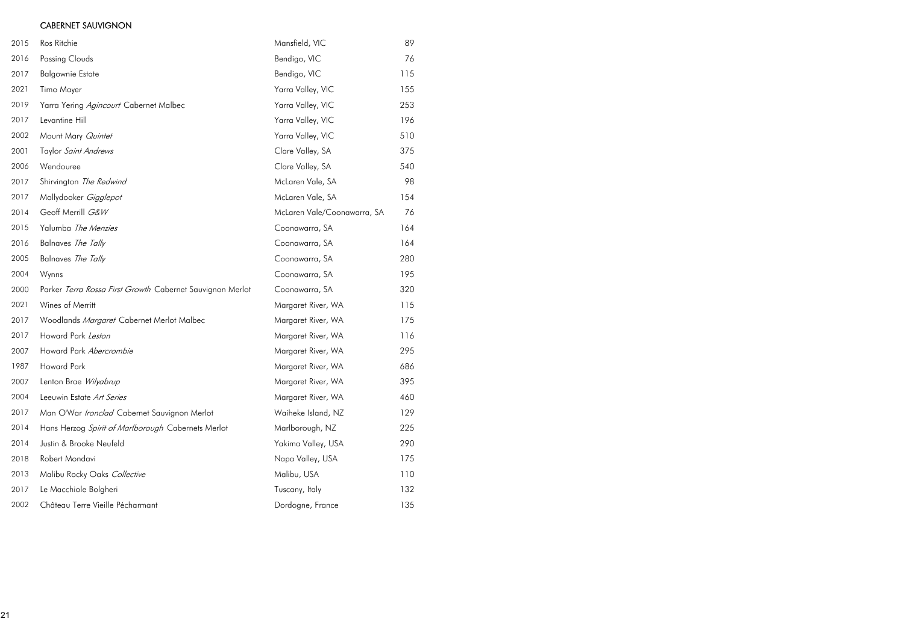## CABERNET SAUVIGNON

| | | | |
|---|---|---|---|
| 2015 | Ros Ritchie | Mansfield, VIC | 89 |
| 2016 | Passing Clouds | Bendigo, VIC | 76 |
| 2017 | Balgownie Estate | Bendigo, VIC | 115 |
| 2021 | Timo Mayer | Yarra Valley, VIC | 155 |
| 2019 | Yarra Yering *Agincourt* Cabernet Malbec | Yarra Valley, VIC | 253 |
| 2017 | Levantine Hill | Yarra Valley, VIC | 196 |
| 2002 | Mount Mary *Quintet* | Yarra Valley, VIC | 510 |
| 2001 | Taylor *Saint Andrews* | Clare Valley, SA | 375 |
| 2006 | Wendouree | Clare Valley, SA | 540 |
| 2017 | Shirvington *The Redwind* | McLaren Vale, SA | 98 |
| 2017 | Mollydooker *Gigglepot* | McLaren Vale, SA | 154 |
| 2014 | Geoff Merrill *G&W* | McLaren Vale/Coonawarra, SA | 76 |
| 2015 | Yalumba *The Menzies* | Coonawarra, SA | 164 |
| 2016 | Balnaves *The Tally* | Coonawarra, SA | 164 |
| 2005 | Balnaves *The Tally* | Coonawarra, SA | 280 |
| 2004 | Wynns | Coonawarra, SA | 195 |
| 2000 | Parker *Terra Rossa First Growth* Cabernet Sauvignon Merlot | Coonawarra, SA | 320 |
| 2021 | Wines of Merritt | Margaret River, WA | 115 |
| 2017 | Woodlands *Margaret* Cabernet Merlot Malbec | Margaret River, WA | 175 |
| 2017 | Howard Park *Leston* | Margaret River, WA | 116 |
| 2007 | Howard Park *Abercrombie* | Margaret River, WA | 295 |
| 1987 | Howard Park | Margaret River, WA | 686 |
| 2007 | Lenton Brae *Wilyabrup* | Margaret River, WA | 395 |
| 2004 | Leeuwin Estate *Art Series* | Margaret River, WA | 460 |
| 2017 | Man O'War *Ironclad* Cabernet Sauvignon Merlot | Waiheke Island, NZ | 129 |
| 2014 | Hans Herzog *Spirit of Marlborough* Cabernets Merlot | Marlborough, NZ | 225 |
| 2014 | Justin & Brooke Neufeld | Yakima Valley, USA | 290 |
| 2018 | Robert Mondavi | Napa Valley, USA | 175 |
| 2013 | Malibu Rocky Oaks *Collective* | Malibu, USA | 110 |
| 2017 | Le Macchiole Bolgheri | Tuscany, Italy | 132 |
| 2002 | Château Terre Vieille Pécharmant | Dordogne, France | 135 |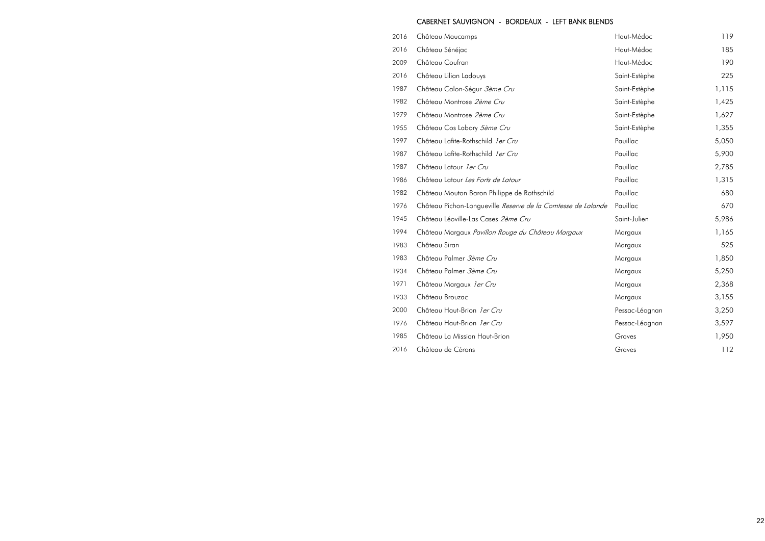## CABERNET SAUVIGNON - BORDEAUX - LEFT BANK BLENDS

| | | | |
|---|---|---|---|
| 2016 | Château Maucamps | Haut-Médoc | 119 |
| 2016 | Château Sénéjac | Haut-Médoc | 185 |
| 2009 | Château Coufran | Haut-Médoc | 190 |
| 2016 | Château Lilian Ladouys | Saint-Estèphe | 225 |
| 1987 | Château Calon-Ségur *3ème Cru* | Saint-Estèphe | 1,115 |
| 1982 | Château Montrose *2ème Cru* | Saint-Estèphe | 1,425 |
| 1979 | Château Montrose *2ème Cru* | Saint-Estèphe | 1,627 |
| 1955 | Château Cos Labory *5ème Cru* | Saint-Estèphe | 1,355 |
| 1997 | Château Lafite-Rothschild *1er Cru* | Pauillac | 5,050 |
| 1987 | Château Lafite-Rothschild *1er Cru* | Pauillac | 5,900 |
| 1987 | Château Latour *1er Cru* | Pauillac | 2,785 |
| 1986 | Château Latour *Les Forts de Latour* | Pauillac | 1,315 |
| 1982 | Château Mouton Baron Philippe de Rothschild | Pauillac | 680 |
| 1976 | Château Pichon-Longueville *Reserve de la Comtesse de Lalande* | Pauillac | 670 |
| 1945 | Château Léoville-Las Cases *2ème Cru* | Saint-Julien | 5,986 |
| 1994 | Château Margaux *Pavillon Rouge du Château Margaux* | Margaux | 1,165 |
| 1983 | Château Siran | Margaux | 525 |
| 1983 | Château Palmer *3ème Cru* | Margaux | 1,850 |
| 1934 | Château Palmer *3ème Cru* | Margaux | 5,250 |
| 1971 | Château Margaux *1er Cru* | Margaux | 2,368 |
| 1933 | Château Brouzac | Margaux | 3,155 |
| 2000 | Château Haut-Brion *1er Cru* | Pessac-Léognan | 3,250 |
| 1976 | Château Haut-Brion *1er Cru* | Pessac-Léognan | 3,597 |
| 1985 | Château La Mission Haut-Brion | Graves | 1,950 |
| 2016 | Château de Cérons | Graves | 112 |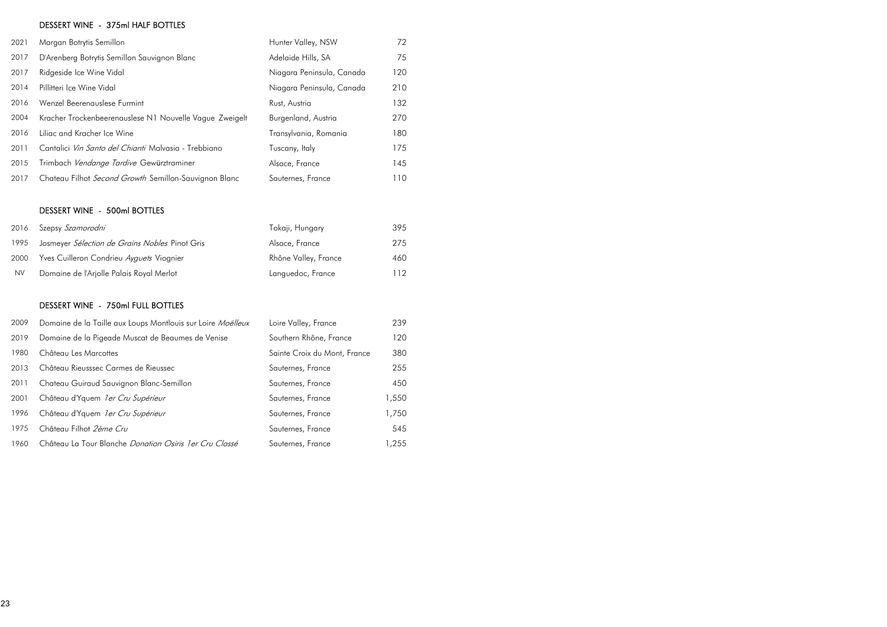## DESSERT WINE - 375ml HALF BOTTLES

| | | | |
|---|---|---|---|
| 2021 | Margan Botrytis Semillon | Hunter Valley, NSW | 72 |
| 2017 | D'Arenberg Botrytis Semillon Sauvignon Blanc | Adelaide Hills, SA | 75 |
| 2017 | Ridgeside Ice Wine Vidal | Niagara Peninsula, Canada | 120 |
| 2014 | Pillitteri Ice Wine Vidal | Niagara Peninsula, Canada | 210 |
| 2016 | Wenzel Beerenauslese Furmint | Rust, Austria | 132 |
| 2004 | Kracher Trockenbeerenauslese N1 Nouvelle Vague Zweigelt | Burgenland, Austria | 270 |
| 2016 | Liliac and Kracher Ice Wine | Transylvania, Romania | 180 |
| 2011 | Cantalici *Vin Santo del Chianti* Malvasia - Trebbiano | Tuscany, Italy | 175 |
| 2015 | Trimbach *Vendange Tardive* Gewürztraminer | Alsace, France | 145 |
| 2017 | Chateau Filhot *Second Growth* Semillon-Sauvignon Blanc | Sauternes, France | 110 |

## DESSERT WINE - 500ml BOTTLES

| | | | |
|---|---|---|---|
| 2016 | Szepsy *Szamorodni* | Tokaji, Hungary | 395 |
| 1995 | Josmeyer *Sélection de Grains Nobles* Pinot Gris | Alsace, France | 275 |
| 2000 | Yves Cuilleron Condrieu *Ayguets* Viognier | Rhône Valley, France | 460 |
| NV | Domaine de l'Arjolle Palais Royal Merlot | Languedoc, France | 112 |

## DESSERT WINE - 750ml FULL BOTTLES

| | | | |
|---|---|---|---|
| 2009 | Domaine de la Taille aux Loups Montlouis sur Loire *Moëlleux* | Loire Valley, France | 239 |
| 2019 | Domaine de la Pigeade Muscat de Beaumes de Venise | Southern Rhône, France | 120 |
| 1980 | Château Les Marcottes | Sainte Croix du Mont, France | 380 |
| 2013 | Château Rieusssec Carmes de Rieussec | Sauternes, France | 255 |
| 2011 | Chateau Guiraud Sauvignon Blanc-Semillon | Sauternes, France | 450 |
| 2001 | Château d'Yquem *1er Cru Supérieur* | Sauternes, France | 1,550 |
| 1996 | Château d'Yquem *1er Cru Supérieur* | Sauternes, France | 1,750 |
| 1975 | Château Filhot *2ème Cru* | Sauternes, France | 545 |
| 1960 | Château La Tour Blanche *Donation Osiris 1er Cru Classé* | Sauternes, France | 1,255 |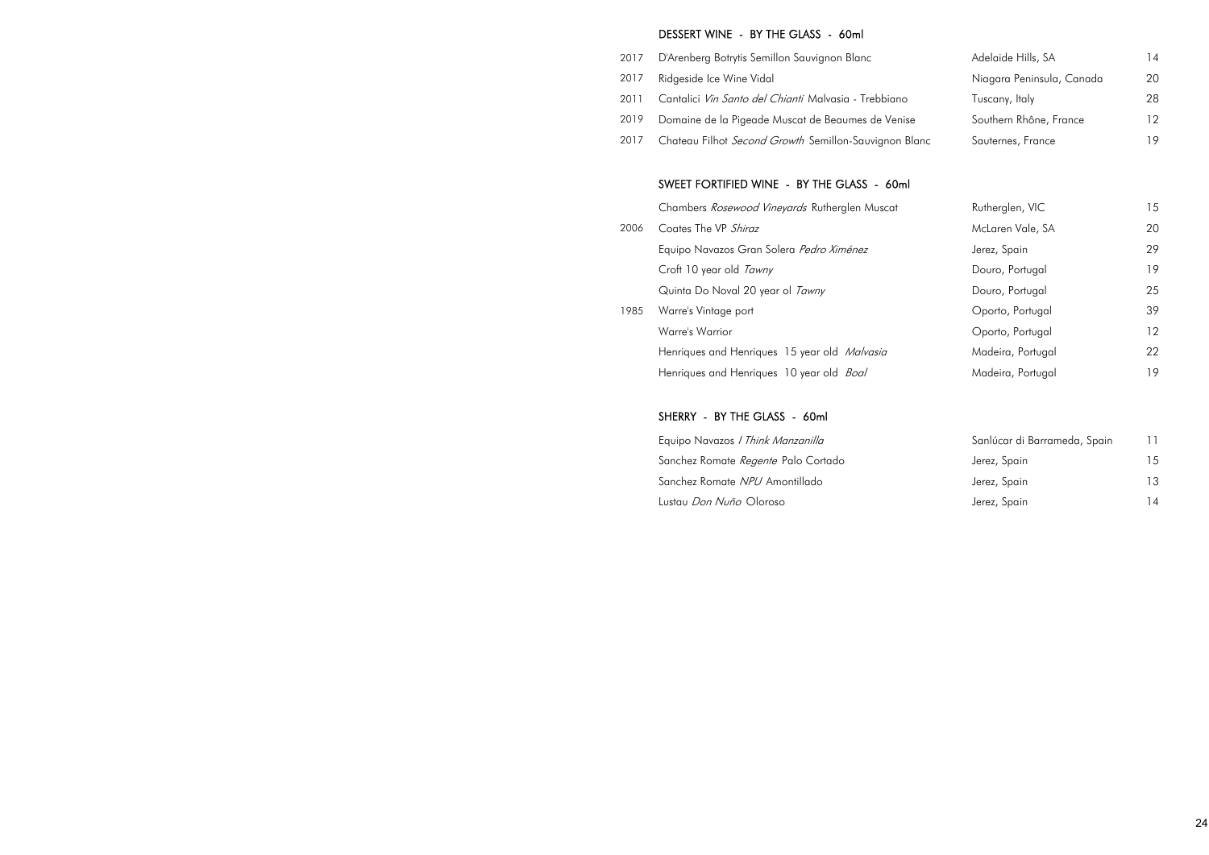## DESSERT WINE - BY THE GLASS - 60ml

| | | | |
|---|---|---|---|
| 2017 | D'Arenberg Botrytis Semillon Sauvignon Blanc | Adelaide Hills, SA | 14 |
| 2017 | Ridgeside Ice Wine Vidal | Niagara Peninsula, Canada | 20 |
| 2011 | Cantalici *Vin Santo del Chianti* Malvasia - Trebbiano | Tuscany, Italy | 28 |
| 2019 | Domaine de la Pigeade Muscat de Beaumes de Venise | Southern Rhône, France | 12 |
| 2017 | Chateau Filhot *Second Growth* Semillon-Sauvignon Blanc | Sauternes, France | 19 |

## SWEET FORTIFIED WINE - BY THE GLASS - 60ml

| | | | |
|---|---|---|---|
| | Chambers *Rosewood Vineyards* Rutherglen Muscat | Rutherglen, VIC | 15 |
| 2006 | Coates The VP *Shiraz* | McLaren Vale, SA | 20 |
| | Equipo Navazos Gran Solera *Pedro Ximénez* | Jerez, Spain | 29 |
| | Croft 10 year old *Tawny* | Douro, Portugal | 19 |
| | Quinta Do Noval 20 year ol *Tawny* | Douro, Portugal | 25 |
| 1985 | Warre's Vintage port | Oporto, Portugal | 39 |
| | Warre's Warrior | Oporto, Portugal | 12 |
| | Henriques and Henriques 15 year old *Malvasia* | Madeira, Portugal | 22 |
| | Henriques and Henriques 10 year old *Boal* | Madeira, Portugal | 19 |

## SHERRY - BY THE GLASS - 60ml

| | | | |
|---|---|---|---|
| | Equipo Navazos *I Think Manzanilla* | Sanlúcar di Barrameda, Spain | 11 |
| | Sanchez Romate *Regente* Palo Cortado | Jerez, Spain | 15 |
| | Sanchez Romate *NPU* Amontillado | Jerez, Spain | 13 |
| | Lustau *Don Nuño* Oloroso | Jerez, Spain | 14 |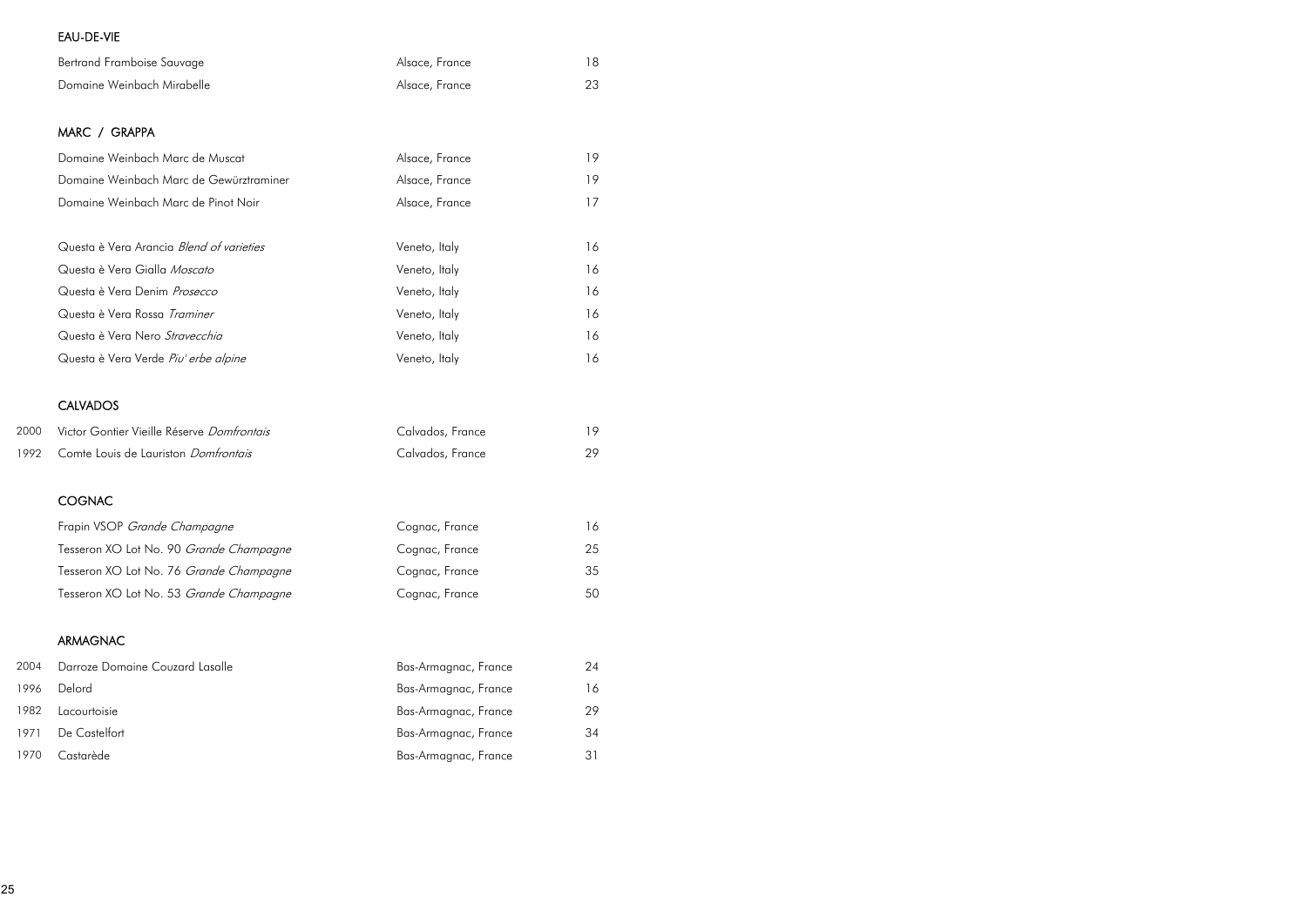## EAU-DE-VIE

| | | | |
|---|---|---|---|
| | Bertrand Framboise Sauvage | Alsace, France | 18 |
| | Domaine Weinbach Mirabelle | Alsace, France | 23 |

## MARC / GRAPPA

| | | | |
|---|---|---|---|
| | Domaine Weinbach Marc de Muscat | Alsace, France | 19 |
| | Domaine Weinbach Marc de Gewürztraminer | Alsace, France | 19 |
| | Domaine Weinbach Marc de Pinot Noir | Alsace, France | 17 |
| | Questa è Vera Arancia *Blend of varieties* | Veneto, Italy | 16 |
| | Questa è Vera Gialla *Moscato* | Veneto, Italy | 16 |
| | Questa è Vera Denim *Prosecco* | Veneto, Italy | 16 |
| | Questa è Vera Rossa *Traminer* | Veneto, Italy | 16 |
| | Questa è Vera Nero *Stravecchia* | Veneto, Italy | 16 |
| | Questa è Vera Verde *Piu' erbe alpine* | Veneto, Italy | 16 |

## CALVADOS

| | | | |
|---|---|---|---|
| 2000 | Victor Gontier Vieille Réserve *Domfrontais* | Calvados, France | 19 |
| 1992 | Comte Louis de Lauriston *Domfrontais* | Calvados, France | 29 |

## COGNAC

| | | | |
|---|---|---|---|
| | Frapin VSOP *Grande Champagne* | Cognac, France | 16 |
| | Tesseron XO Lot No. 90 *Grande Champagne* | Cognac, France | 25 |
| | Tesseron XO Lot No. 76 *Grande Champagne* | Cognac, France | 35 |
| | Tesseron XO Lot No. 53 *Grande Champagne* | Cognac, France | 50 |

## ARMAGNAC

| | | | |
|---|---|---|---|
| 2004 | Darroze Domaine Couzard Lasalle | Bas-Armagnac, France | 24 |
| 1996 | Delord | Bas-Armagnac, France | 16 |
| 1982 | Lacourtoisie | Bas-Armagnac, France | 29 |
| 1971 | De Castelfort | Bas-Armagnac, France | 34 |
| 1970 | Castarède | Bas-Armagnac, France | 31 |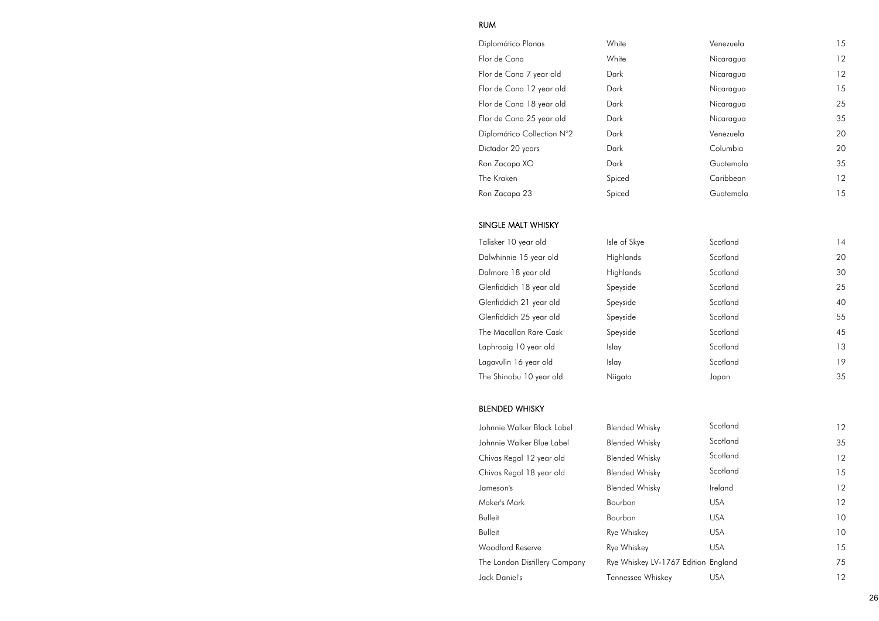## RUM

| | | | |
|---|---|---|---|
| Diplomático Planas | White | Venezuela | 15 |
| Flor de Cana | White | Nicaragua | 12 |
| Flor de Cana 7 year old | Dark | Nicaragua | 12 |
| Flor de Cana 12 year old | Dark | Nicaragua | 15 |
| Flor de Cana 18 year old | Dark | Nicaragua | 25 |
| Flor de Cana 25 year old | Dark | Nicaragua | 35 |
| Diplomático Collection N°2 | Dark | Venezuela | 20 |
| Dictador 20 years | Dark | Columbia | 20 |
| Ron Zacapa XO | Dark | Guatemala | 35 |
| The Kraken | Spiced | Caribbean | 12 |
| Ron Zacapa 23 | Spiced | Guatemala | 15 |

## SINGLE MALT WHISKY

| | | | |
|---|---|---|---|
| Talisker 10 year old | Isle of Skye | Scotland | 14 |
| Dalwhinnie 15 year old | Highlands | Scotland | 20 |
| Dalmore 18 year old | Highlands | Scotland | 30 |
| Glenfiddich 18 year old | Speyside | Scotland | 25 |
| Glenfiddich 21 year old | Speyside | Scotland | 40 |
| Glenfiddich 25 year old | Speyside | Scotland | 55 |
| The Macallan Rare Cask | Speyside | Scotland | 45 |
| Laphroaig 10 year old | Islay | Scotland | 13 |
| Lagavulin 16 year old | Islay | Scotland | 19 |
| The Shinobu 10 year old | Niigata | Japan | 35 |

## BLENDED WHISKY

| | | | |
|---|---|---|---|
| Johnnie Walker Black Label | Blended Whisky | Scotland | 12 |
| Johnnie Walker Blue Label | Blended Whisky | Scotland | 35 |
| Chivas Regal 12 year old | Blended Whisky | Scotland | 12 |
| Chivas Regal 18 year old | Blended Whisky | Scotland | 15 |
| Jameson's | Blended Whisky | Ireland | 12 |
| Maker's Mark | Bourbon | USA | 12 |
| Bulleit | Bourbon | USA | 10 |
| Bulleit | Rye Whiskey | USA | 10 |
| Woodford Reserve | Rye Whiskey | USA | 15 |
| The London Distillery Company | Rye Whiskey LV-1767 Edition | England | 75 |
| Jack Daniel's | Tennessee Whiskey | USA | 12 |